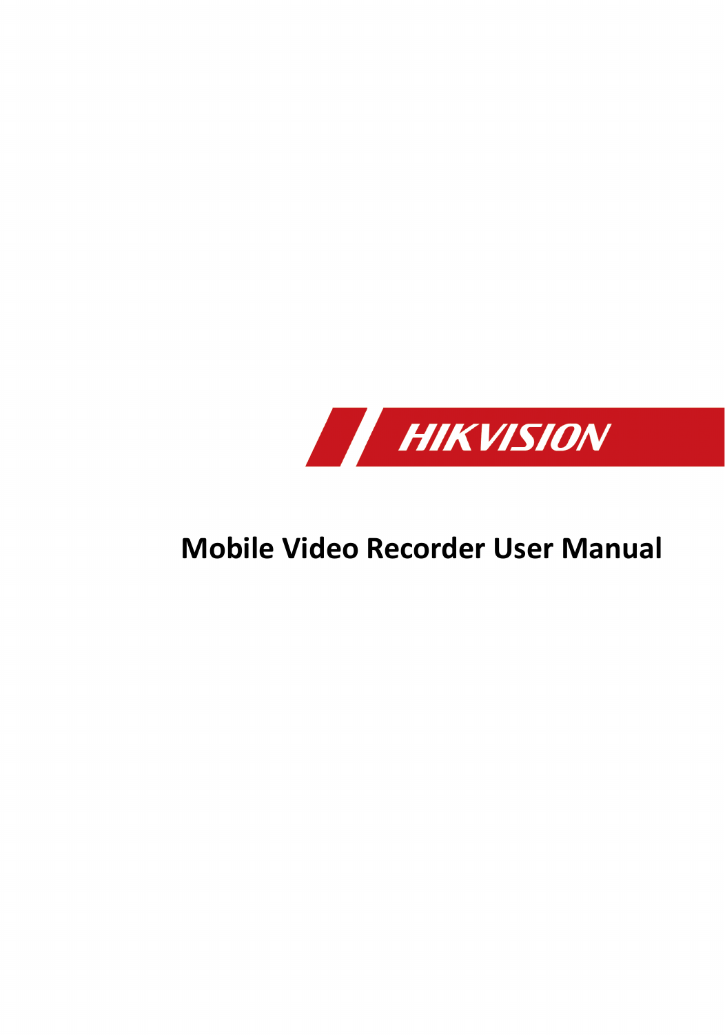HIKVISION

# Mobile Video Recorder User Manual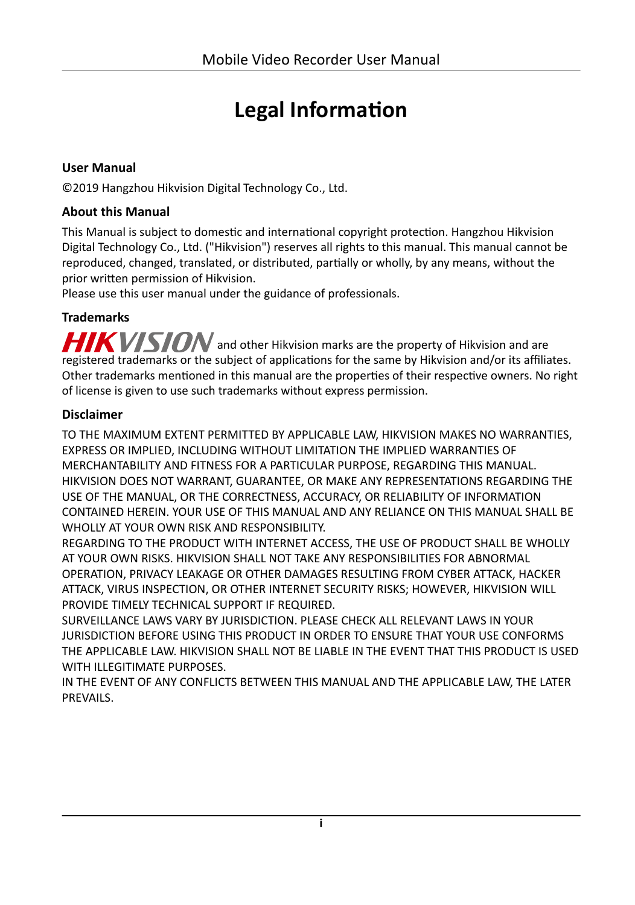# Legal Information

### User Manual

©2019 Hangzhou Hikvision Digital Technology Co., Ltd.

### About this Manual

This Manual is subject to domestic and international copyright protection. Hangzhou Hikvision Digital Technology Co., Ltd. ("Hikvision") reserves all rights to this manual. This manual cannot be reproduced, changed, translated, or distributed, partially or wholly, by any means, without the prior written permission of Hikvision.
Please use this user manual under the guidance of professionals.

### Trademarks

HIKVISION and other Hikvision marks are the property of Hikvision and are registered trademarks or the subject of applications for the same by Hikvision and/or its affiliates. Other trademarks mentioned in this manual are the properties of their respective owners. No right of license is given to use such trademarks without express permission.

### Disclaimer

TO THE MAXIMUM EXTENT PERMITTED BY APPLICABLE LAW, HIKVISION MAKES NO WARRANTIES, EXPRESS OR IMPLIED, INCLUDING WITHOUT LIMITATION THE IMPLIED WARRANTIES OF MERCHANTABILITY AND FITNESS FOR A PARTICULAR PURPOSE, REGARDING THIS MANUAL. HIKVISION DOES NOT WARRANT, GUARANTEE, OR MAKE ANY REPRESENTATIONS REGARDING THE USE OF THE MANUAL, OR THE CORRECTNESS, ACCURACY, OR RELIABILITY OF INFORMATION CONTAINED HEREIN. YOUR USE OF THIS MANUAL AND ANY RELIANCE ON THIS MANUAL SHALL BE WHOLLY AT YOUR OWN RISK AND RESPONSIBILITY.
REGARDING TO THE PRODUCT WITH INTERNET ACCESS, THE USE OF PRODUCT SHALL BE WHOLLY AT YOUR OWN RISKS. HIKVISION SHALL NOT TAKE ANY RESPONSIBILITIES FOR ABNORMAL OPERATION, PRIVACY LEAKAGE OR OTHER DAMAGES RESULTING FROM CYBER ATTACK, HACKER ATTACK, VIRUS INSPECTION, OR OTHER INTERNET SECURITY RISKS; HOWEVER, HIKVISION WILL PROVIDE TIMELY TECHNICAL SUPPORT IF REQUIRED.
SURVEILLANCE LAWS VARY BY JURISDICTION. PLEASE CHECK ALL RELEVANT LAWS IN YOUR JURISDICTION BEFORE USING THIS PRODUCT IN ORDER TO ENSURE THAT YOUR USE CONFORMS THE APPLICABLE LAW. HIKVISION SHALL NOT BE LIABLE IN THE EVENT THAT THIS PRODUCT IS USED WITH ILLEGITIMATE PURPOSES.
IN THE EVENT OF ANY CONFLICTS BETWEEN THIS MANUAL AND THE APPLICABLE LAW, THE LATER PREVAILS.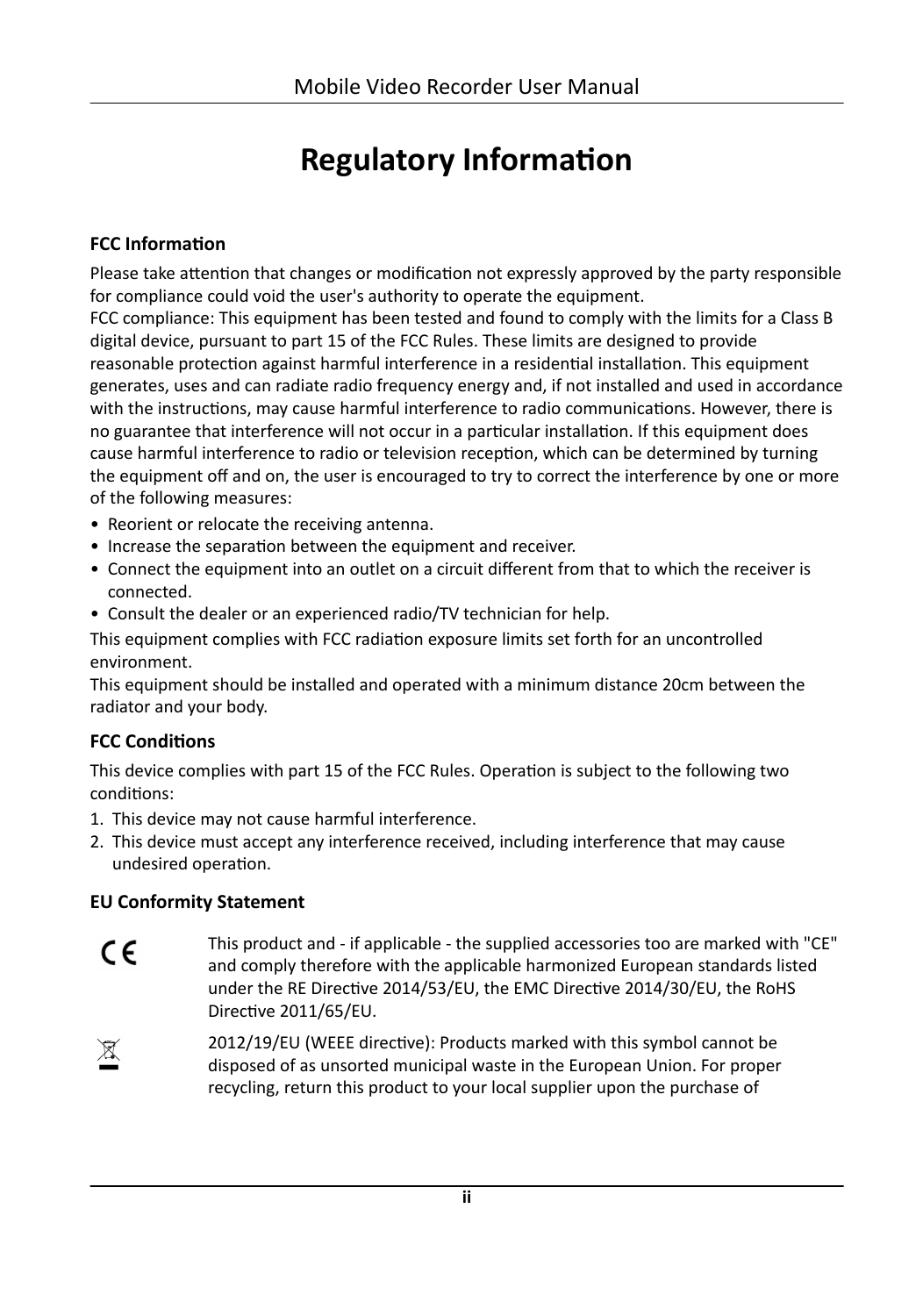# Regulatory Information

### FCC Information

Please take attention that changes or modification not expressly approved by the party responsible for compliance could void the user's authority to operate the equipment.

FCC compliance: This equipment has been tested and found to comply with the limits for a Class B digital device, pursuant to part 15 of the FCC Rules. These limits are designed to provide reasonable protection against harmful interference in a residential installation. This equipment generates, uses and can radiate radio frequency energy and, if not installed and used in accordance with the instructions, may cause harmful interference to radio communications. However, there is no guarantee that interference will not occur in a particular installation. If this equipment does cause harmful interference to radio or television reception, which can be determined by turning the equipment off and on, the user is encouraged to try to correct the interference by one or more of the following measures:

- Reorient or relocate the receiving antenna.
- Increase the separation between the equipment and receiver.
- Connect the equipment into an outlet on a circuit different from that to which the receiver is connected.
- Consult the dealer or an experienced radio/TV technician for help.

This equipment complies with FCC radiation exposure limits set forth for an uncontrolled environment.

This equipment should be installed and operated with a minimum distance 20cm between the radiator and your body.

### FCC Conditions

This device complies with part 15 of the FCC Rules. Operation is subject to the following two conditions:

1. This device may not cause harmful interference.
2. This device must accept any interference received, including interference that may cause undesired operation.

### EU Conformity Statement

This product and - if applicable - the supplied accessories too are marked with "CE" and comply therefore with the applicable harmonized European standards listed under the RE Directive 2014/53/EU, the EMC Directive 2014/30/EU, the RoHS Directive 2011/65/EU.

2012/19/EU (WEEE directive): Products marked with this symbol cannot be disposed of as unsorted municipal waste in the European Union. For proper recycling, return this product to your local supplier upon the purchase of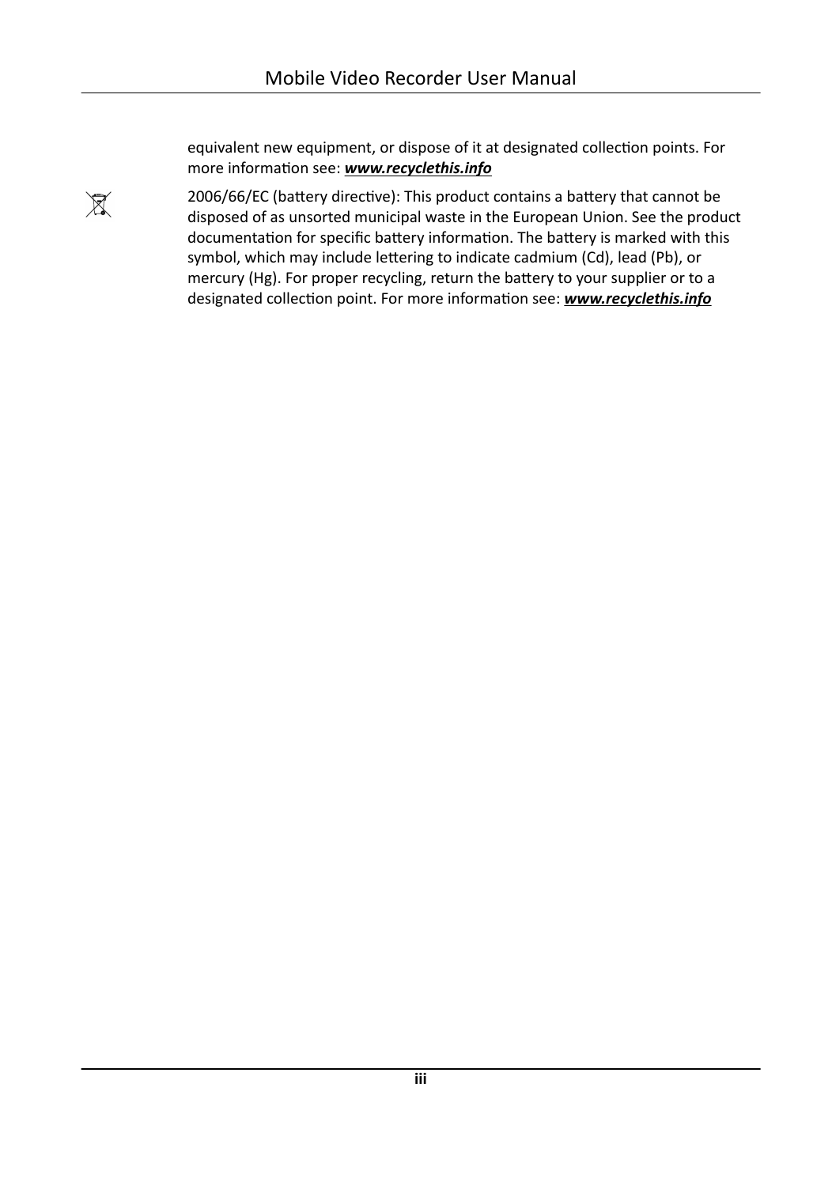equivalent new equipment, or dispose of it at designated collection points. For more information see: ***www.recyclethis.info***

2006/66/EC (battery directive): This product contains a battery that cannot be disposed of as unsorted municipal waste in the European Union. See the product documentation for specific battery information. The battery is marked with this symbol, which may include lettering to indicate cadmium (Cd), lead (Pb), or mercury (Hg). For proper recycling, return the battery to your supplier or to a designated collection point. For more information see: ***www.recyclethis.info***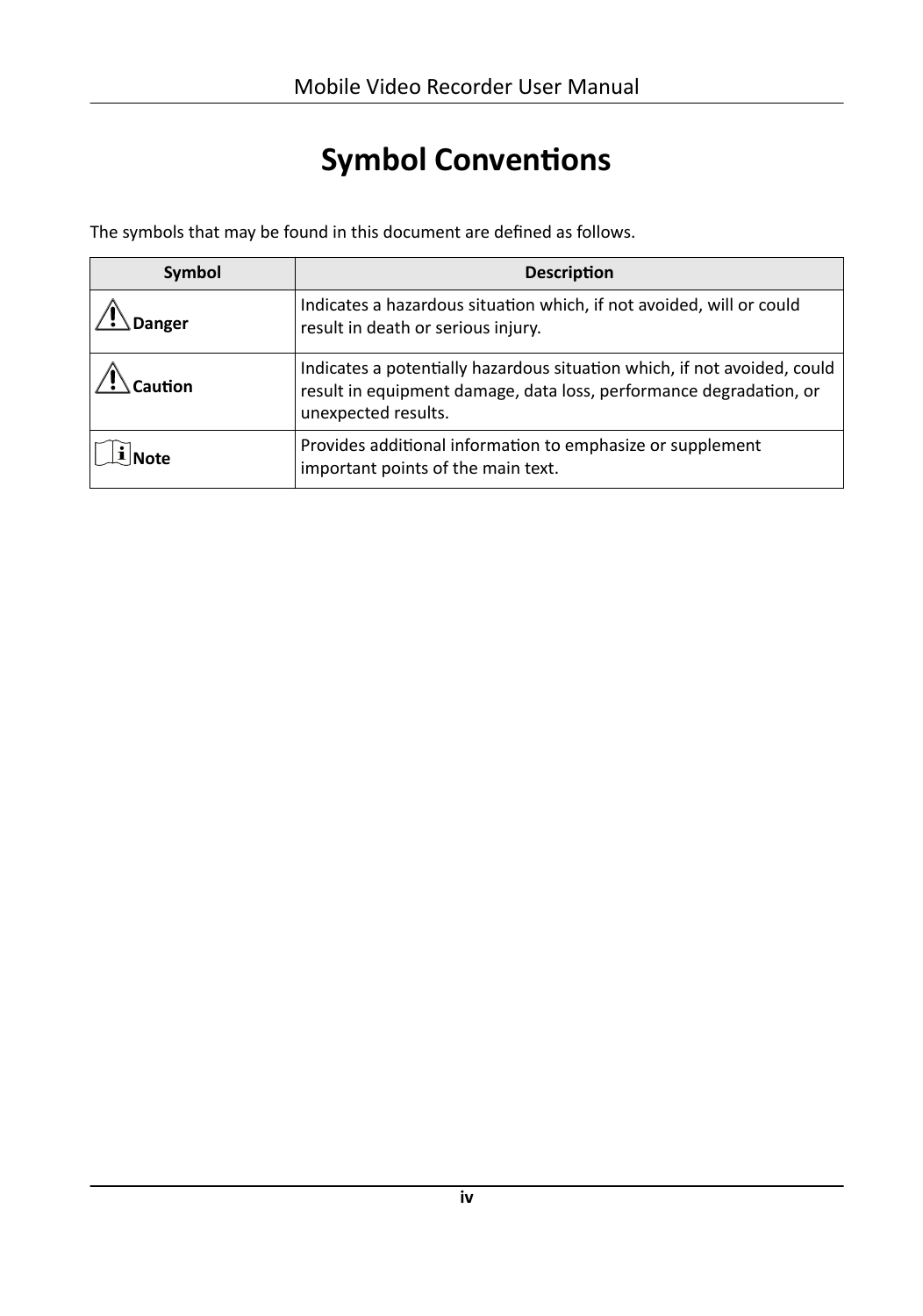# Symbol Conventions

The symbols that may be found in this document are defined as follows.

| Symbol | Description |
| --- | --- |
| **Danger** | Indicates a hazardous situation which, if not avoided, will or could result in death or serious injury. |
| **Caution** | Indicates a potentially hazardous situation which, if not avoided, could result in equipment damage, data loss, performance degradation, or unexpected results. |
| **Note** | Provides additional information to emphasize or supplement important points of the main text. |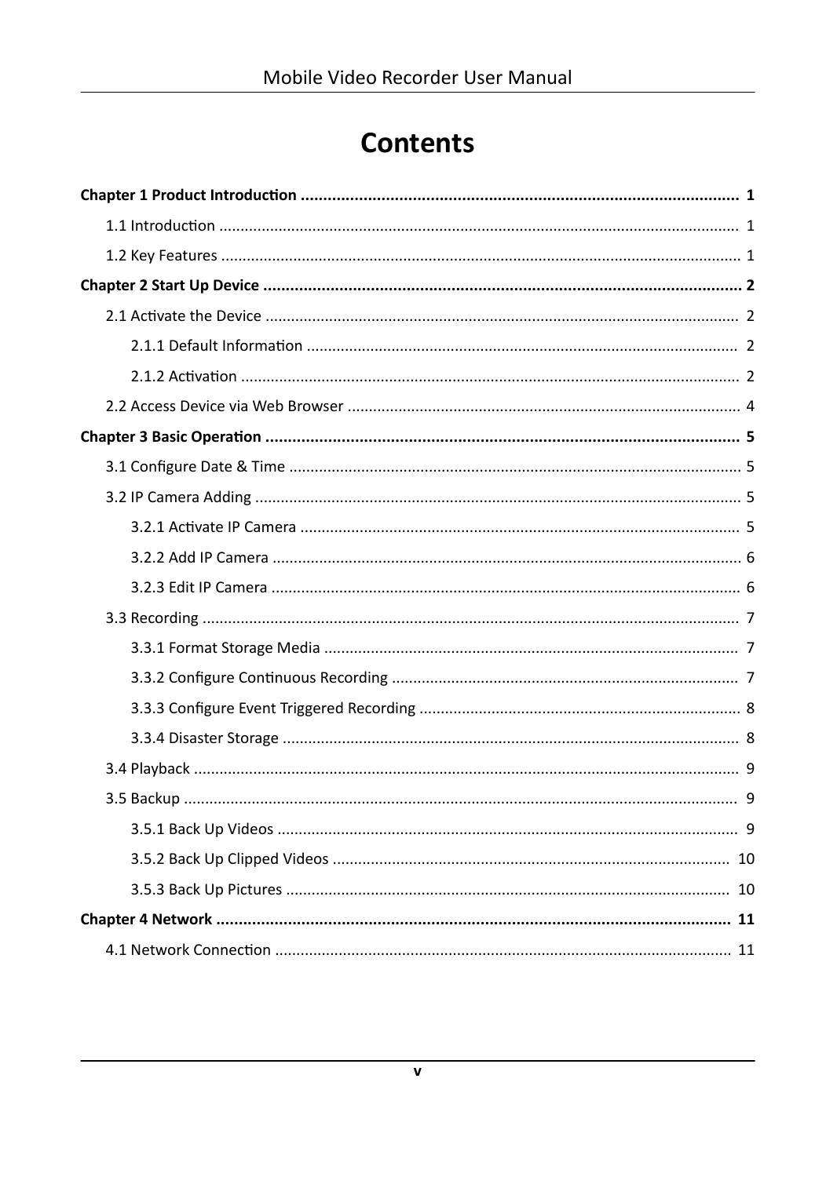# Contents

**Chapter 1 Product Introduction ........................................................................................ 1**

1.1 Introduction ........................................................................................................ 1

1.2 Key Features ........................................................................................................ 1

**Chapter 2 Start Up Device ................................................................................................ 2**

2.1 Activate the Device ............................................................................................. 2

2.1.1 Default Information .................................................................................... 2

2.1.2 Activation ................................................................................................... 2

2.2 Access Device via Web Browser .......................................................................... 4

**Chapter 3 Basic Operation ................................................................................................ 5**

3.1 Configure Date & Time ........................................................................................ 5

3.2 IP Camera Adding ................................................................................................ 5

3.2.1 Activate IP Camera ..................................................................................... 5

3.2.2 Add IP Camera ............................................................................................ 6

3.2.3 Edit IP Camera ............................................................................................ 6

3.3 Recording ............................................................................................................ 7

3.3.1 Format Storage Media ................................................................................ 7

3.3.2 Configure Continuous Recording ................................................................ 7

3.3.3 Configure Event Triggered Recording .......................................................... 8

3.3.4 Disaster Storage ......................................................................................... 8

3.4 Playback .............................................................................................................. 9

3.5 Backup ................................................................................................................ 9

3.5.1 Back Up Videos ........................................................................................... 9

3.5.2 Back Up Clipped Videos ............................................................................ 10

3.5.3 Back Up Pictures ....................................................................................... 10

**Chapter 4 Network ........................................................................................................ 11**

4.1 Network Connection .......................................................................................... 11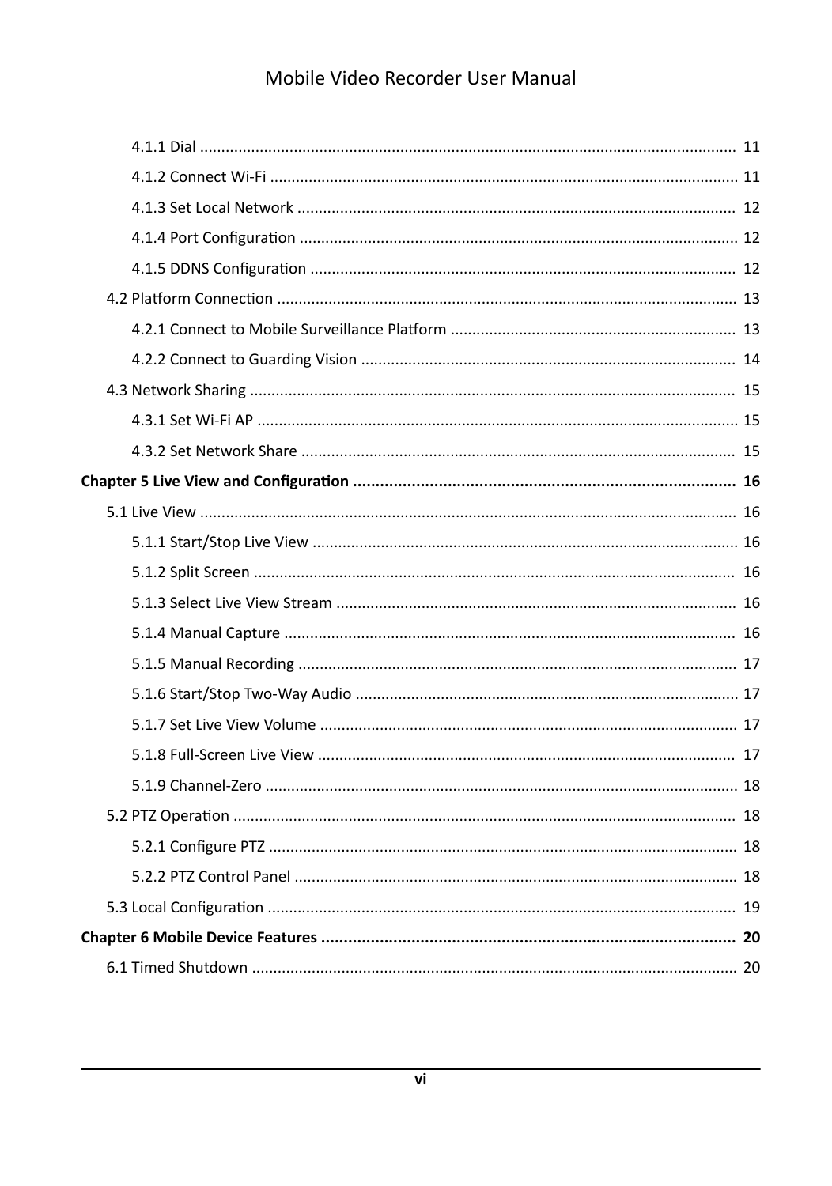4.1.1 Dial ........................................................................................................................ 11

4.1.2 Connect Wi-Fi ............................................................................................................ 11

4.1.3 Set Local Network ..................................................................................................... 12

4.1.4 Port Configuration ..................................................................................................... 12

4.1.5 DDNS Configuration .................................................................................................. 12

4.2 Platform Connection .......................................................................................................... 13

4.2.1 Connect to Mobile Surveillance Platform .................................................................. 13

4.2.2 Connect to Guarding Vision ....................................................................................... 14

4.3 Network Sharing ................................................................................................................ 15

4.3.1 Set Wi-Fi AP ............................................................................................................... 15

4.3.2 Set Network Share ..................................................................................................... 15

**Chapter 5 Live View and Configuration ..................................................................................... 16**

5.1 Live View ............................................................................................................................ 16

5.1.1 Start/Stop Live View .................................................................................................. 16

5.1.2 Split Screen ................................................................................................................ 16

5.1.3 Select Live View Stream ............................................................................................. 16

5.1.4 Manual Capture ......................................................................................................... 16

5.1.5 Manual Recording ...................................................................................................... 17

5.1.6 Start/Stop Two-Way Audio ......................................................................................... 17

5.1.7 Set Live View Volume ................................................................................................. 17

5.1.8 Full-Screen Live View ................................................................................................. 17

5.1.9 Channel-Zero ............................................................................................................. 18

5.2 PTZ Operation .................................................................................................................... 18

5.2.1 Configure PTZ ............................................................................................................ 18

5.2.2 PTZ Control Panel ...................................................................................................... 18

5.3 Local Configuration ............................................................................................................ 19

**Chapter 6 Mobile Device Features ............................................................................................. 20**

6.1 Timed Shutdown ................................................................................................................ 20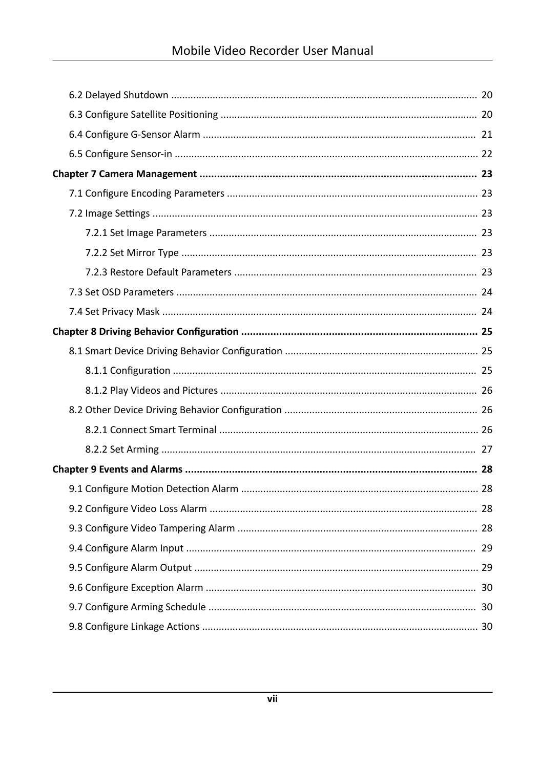6.2 Delayed Shutdown ............................................................................................................. 20

6.3 Configure Satellite Positioning ............................................................................................ 20

6.4 Configure G-Sensor Alarm .................................................................................................. 21

6.5 Configure Sensor-in ............................................................................................................ 22

**Chapter 7 Camera Management ............................................................................................... 23**

7.1 Configure Encoding Parameters .......................................................................................... 23

7.2 Image Settings .................................................................................................................... 23

7.2.1 Set Image Parameters ................................................................................................ 23

7.2.2 Set Mirror Type .......................................................................................................... 23

7.2.3 Restore Default Parameters ....................................................................................... 23

7.3 Set OSD Parameters ............................................................................................................ 24

7.4 Set Privacy Mask ................................................................................................................. 24

**Chapter 8 Driving Behavior Configuration .................................................................................. 25**

8.1 Smart Device Driving Behavior Configuration ..................................................................... 25

8.1.1 Configuration ............................................................................................................. 25

8.1.2 Play Videos and Pictures ............................................................................................ 26

8.2 Other Device Driving Behavior Configuration ..................................................................... 26

8.2.1 Connect Smart Terminal ............................................................................................. 26

8.2.2 Set Arming ................................................................................................................. 27

**Chapter 9 Events and Alarms ...................................................................................................... 28**

9.1 Configure Motion Detection Alarm ..................................................................................... 28

9.2 Configure Video Loss Alarm ................................................................................................ 28

9.3 Configure Video Tampering Alarm ...................................................................................... 28

9.4 Configure Alarm Input ........................................................................................................ 29

9.5 Configure Alarm Output ...................................................................................................... 29

9.6 Configure Exception Alarm ................................................................................................. 30

9.7 Configure Arming Schedule ................................................................................................ 30

9.8 Configure Linkage Actions ................................................................................................... 30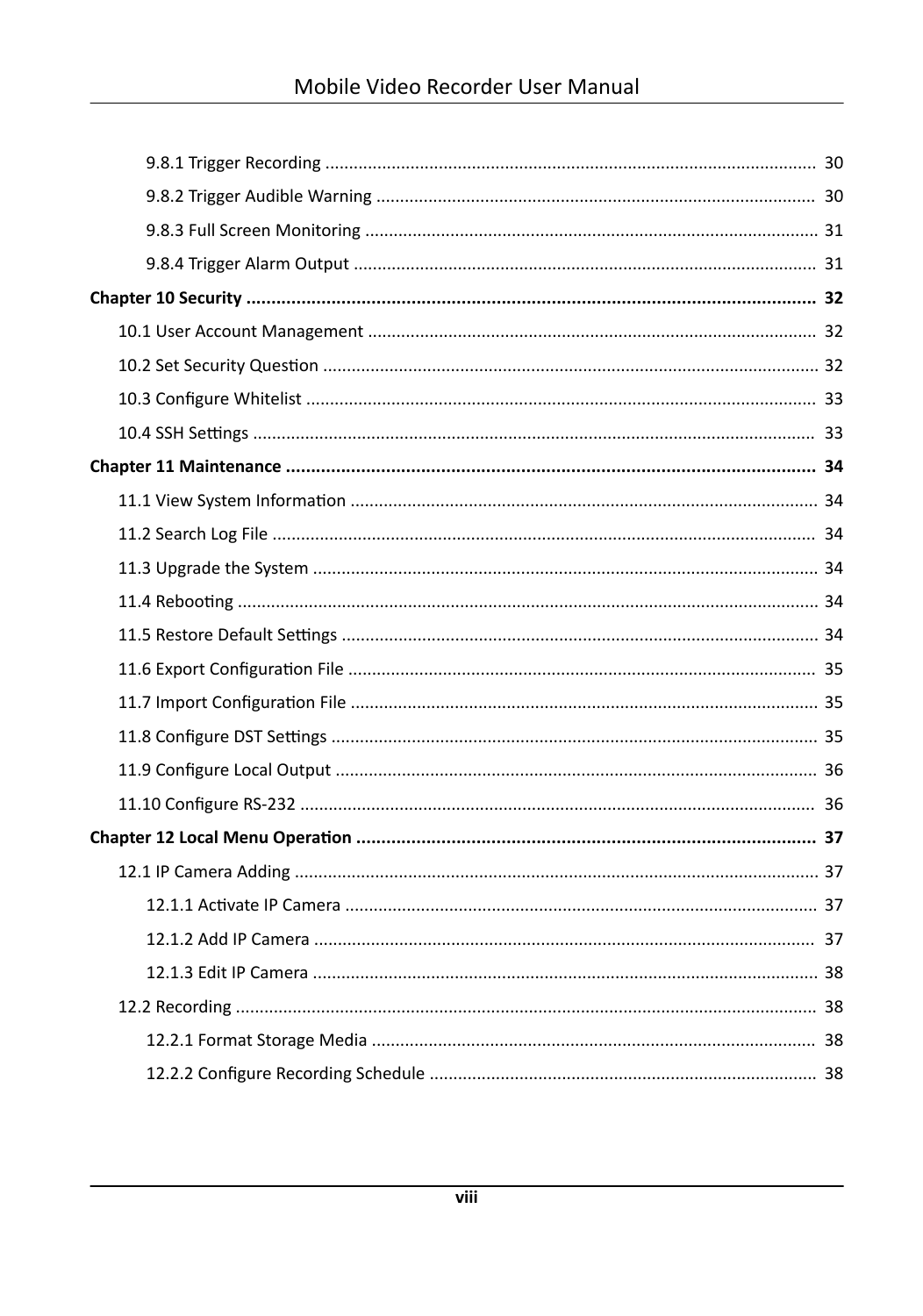9.8.1 Trigger Recording ........................................................................................................ 30

9.8.2 Trigger Audible Warning ............................................................................................ 30

9.8.3 Full Screen Monitoring ............................................................................................... 31

9.8.4 Trigger Alarm Output ................................................................................................. 31

**Chapter 10 Security ................................................................................................................. 32**

10.1 User Account Management .............................................................................................. 32

10.2 Set Security Question ........................................................................................................ 32

10.3 Configure Whitelist ........................................................................................................... 33

10.4 SSH Settings ...................................................................................................................... 33

**Chapter 11 Maintenance .......................................................................................................... 34**

11.1 View System Information .................................................................................................. 34

11.2 Search Log File .................................................................................................................. 34

11.3 Upgrade the System .......................................................................................................... 34

11.4 Rebooting .......................................................................................................................... 34

11.5 Restore Default Settings .................................................................................................... 34

11.6 Export Configuration File .................................................................................................. 35

11.7 Import Configuration File .................................................................................................. 35

11.8 Configure DST Settings ...................................................................................................... 35

11.9 Configure Local Output ..................................................................................................... 36

11.10 Configure RS-232 ............................................................................................................ 36

**Chapter 12 Local Menu Operation ............................................................................................ 37**

12.1 IP Camera Adding .............................................................................................................. 37

12.1.1 Activate IP Camera ................................................................................................... 37

12.1.2 Add IP Camera .......................................................................................................... 37

12.1.3 Edit IP Camera .......................................................................................................... 38

12.2 Recording .......................................................................................................................... 38

12.2.1 Format Storage Media .............................................................................................. 38

12.2.2 Configure Recording Schedule .................................................................................. 38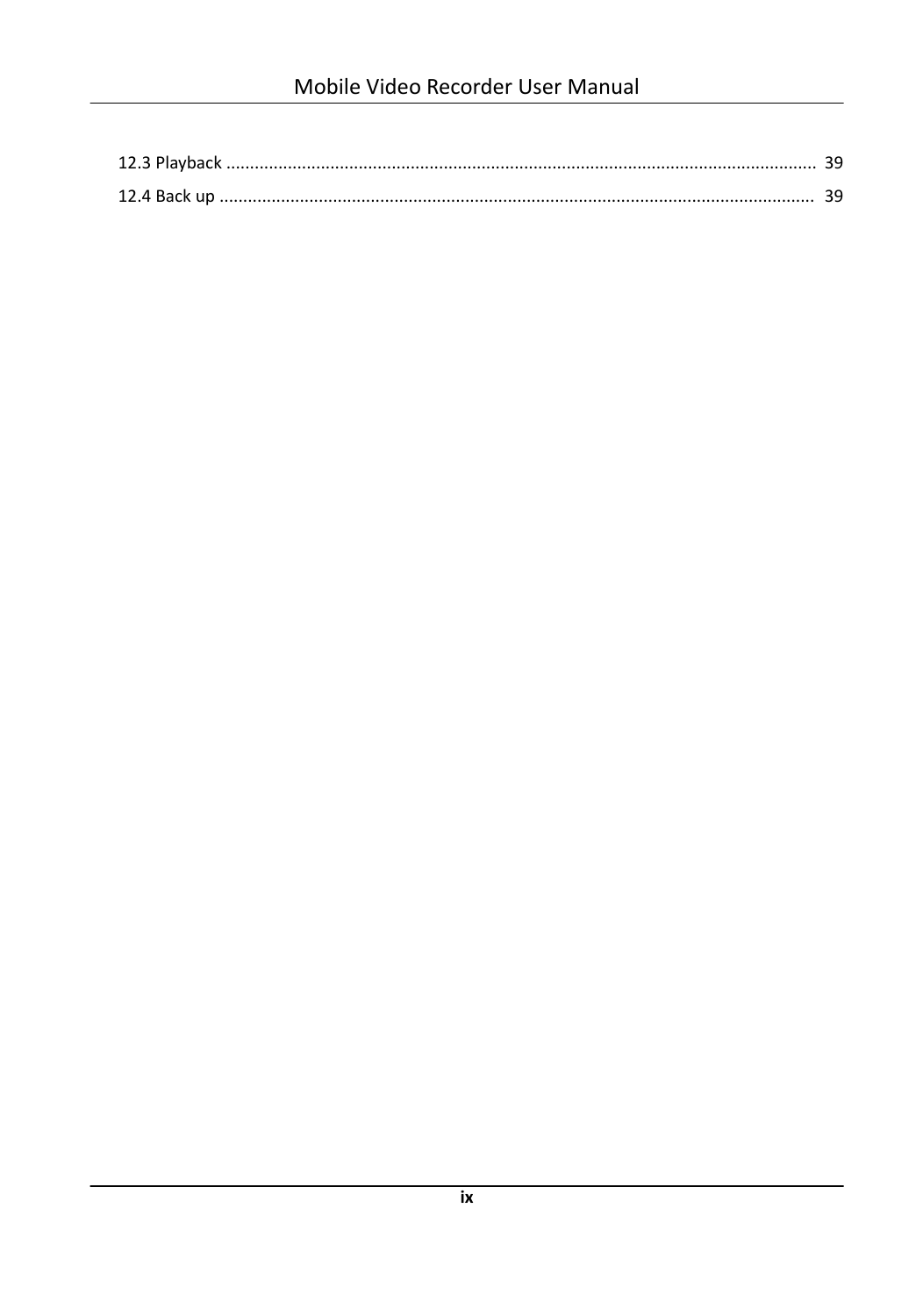12.3 Playback ........................................................................................................................... 39

12.4 Back up ............................................................................................................................ 39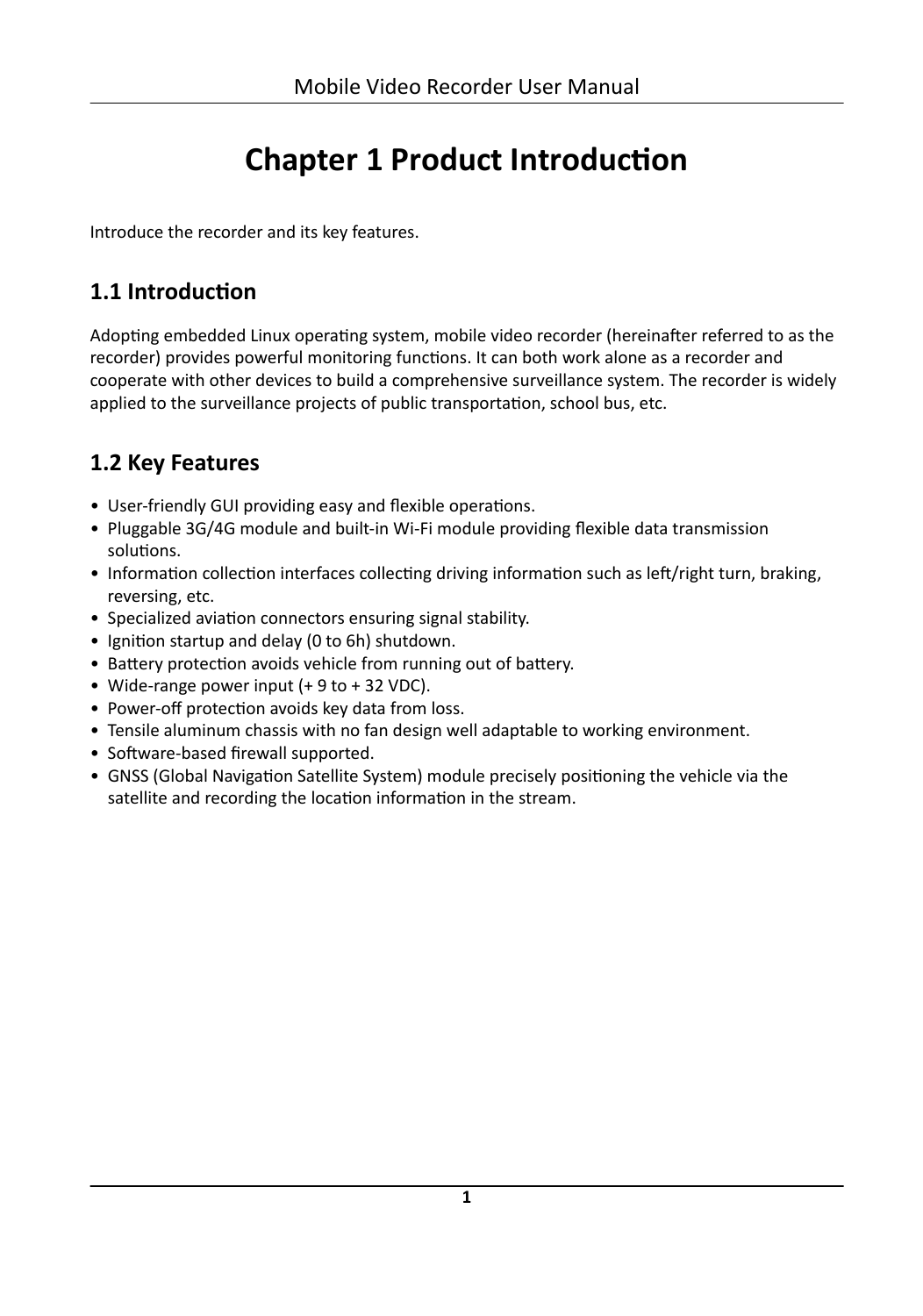# Chapter 1 Product Introduction

Introduce the recorder and its key features.

## 1.1 Introduction

Adopting embedded Linux operating system, mobile video recorder (hereinafter referred to as the recorder) provides powerful monitoring functions. It can both work alone as a recorder and cooperate with other devices to build a comprehensive surveillance system. The recorder is widely applied to the surveillance projects of public transportation, school bus, etc.

## 1.2 Key Features

- User-friendly GUI providing easy and flexible operations.
- Pluggable 3G/4G module and built-in Wi-Fi module providing flexible data transmission solutions.
- Information collection interfaces collecting driving information such as left/right turn, braking, reversing, etc.
- Specialized aviation connectors ensuring signal stability.
- Ignition startup and delay (0 to 6h) shutdown.
- Battery protection avoids vehicle from running out of battery.
- Wide-range power input (+ 9 to + 32 VDC).
- Power-off protection avoids key data from loss.
- Tensile aluminum chassis with no fan design well adaptable to working environment.
- Software-based firewall supported.
- GNSS (Global Navigation Satellite System) module precisely positioning the vehicle via the satellite and recording the location information in the stream.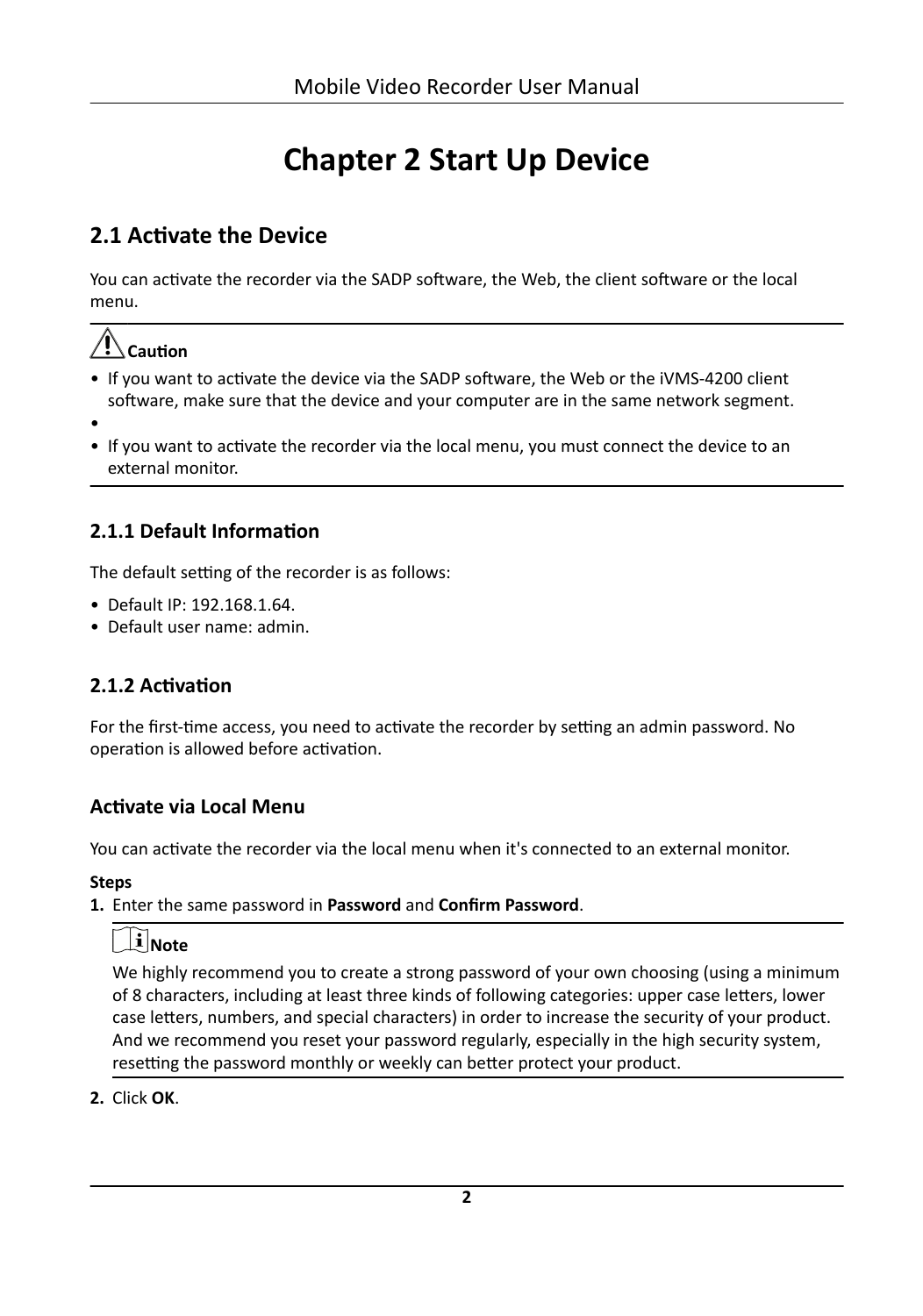# Chapter 2 Start Up Device

## 2.1 Activate the Device

You can activate the recorder via the SADP software, the Web, the client software or the local menu.

**Caution**

- If you want to activate the device via the SADP software, the Web or the iVMS-4200 client software, make sure that the device and your computer are in the same network segment.
- 
- If you want to activate the recorder via the local menu, you must connect the device to an external monitor.

### 2.1.1 Default Information

The default setting of the recorder is as follows:

- Default IP: 192.168.1.64.
- Default user name: admin.

### 2.1.2 Activation

For the first-time access, you need to activate the recorder by setting an admin password. No operation is allowed before activation.

#### Activate via Local Menu

You can activate the recorder via the local menu when it's connected to an external monitor.

**Steps**

1. Enter the same password in **Password** and **Confirm Password**.

   **Note**

   We highly recommend you to create a strong password of your own choosing (using a minimum of 8 characters, including at least three kinds of following categories: upper case letters, lower case letters, numbers, and special characters) in order to increase the security of your product. And we recommend you reset your password regularly, especially in the high security system, resetting the password monthly or weekly can better protect your product.

2. Click **OK**.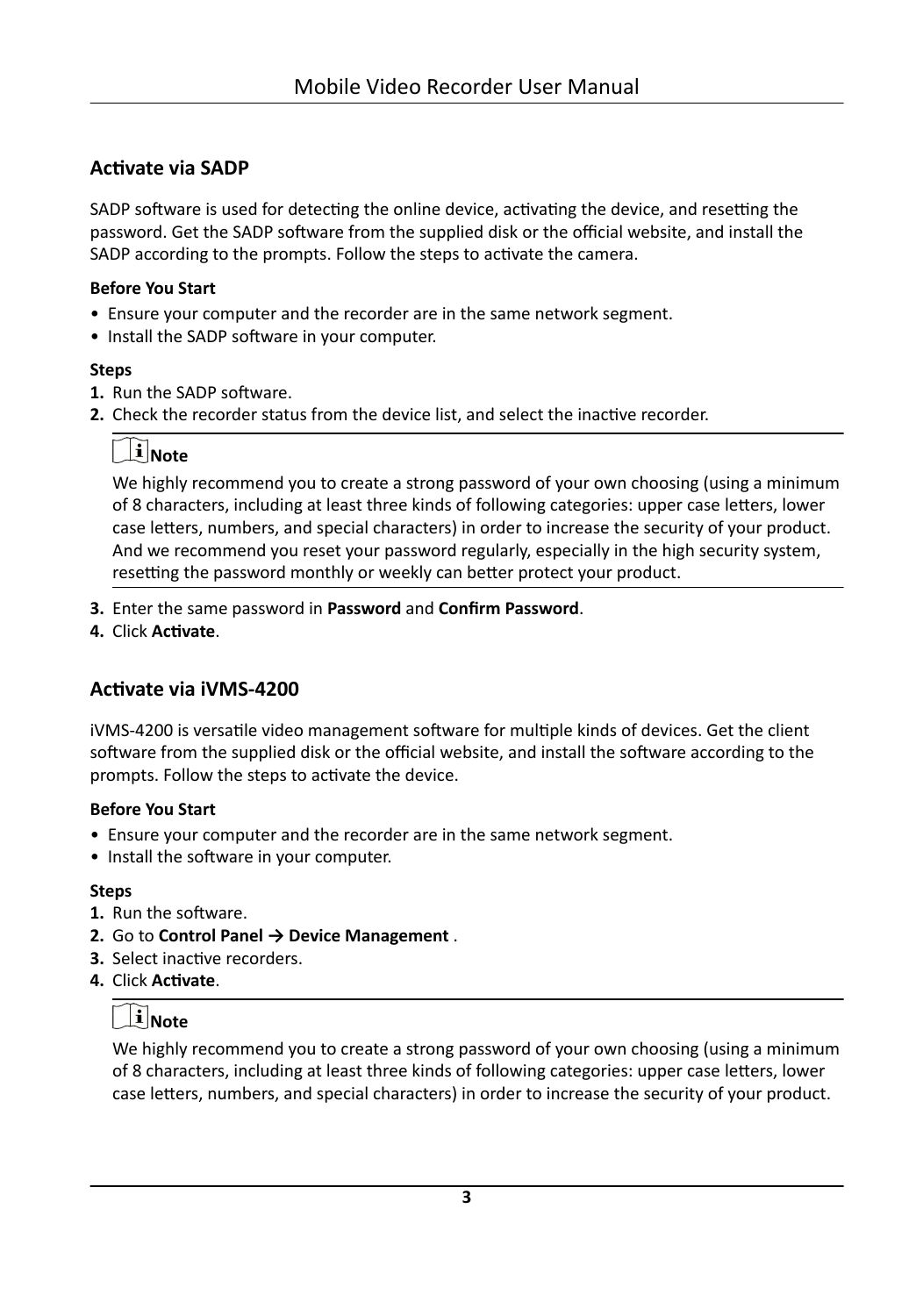### Activate via SADP

SADP software is used for detecting the online device, activating the device, and resetting the password. Get the SADP software from the supplied disk or the official website, and install the SADP according to the prompts. Follow the steps to activate the camera.

**Before You Start**

- Ensure your computer and the recorder are in the same network segment.
- Install the SADP software in your computer.

**Steps**

1. Run the SADP software.
2. Check the recorder status from the device list, and select the inactive recorder.

   **Note**

   We highly recommend you to create a strong password of your own choosing (using a minimum of 8 characters, including at least three kinds of following categories: upper case letters, lower case letters, numbers, and special characters) in order to increase the security of your product. And we recommend you reset your password regularly, especially in the high security system, resetting the password monthly or weekly can better protect your product.

3. Enter the same password in **Password** and **Confirm Password**.
4. Click **Activate**.

### Activate via iVMS-4200

iVMS-4200 is versatile video management software for multiple kinds of devices. Get the client software from the supplied disk or the official website, and install the software according to the prompts. Follow the steps to activate the device.

**Before You Start**

- Ensure your computer and the recorder are in the same network segment.
- Install the software in your computer.

**Steps**

1. Run the software.
2. Go to **Control Panel → Device Management** .
3. Select inactive recorders.
4. Click **Activate**.

   **Note**

   We highly recommend you to create a strong password of your own choosing (using a minimum of 8 characters, including at least three kinds of following categories: upper case letters, lower case letters, numbers, and special characters) in order to increase the security of your product.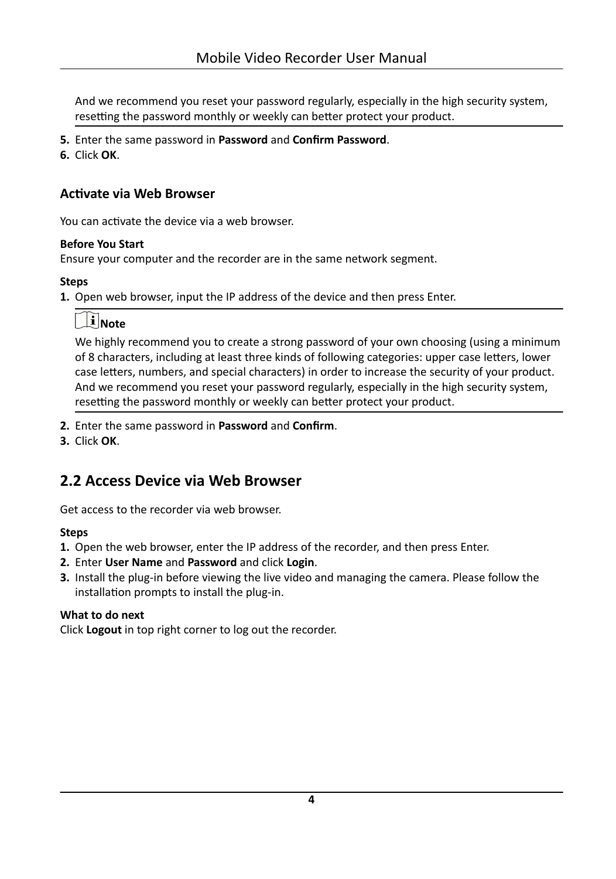And we recommend you reset your password regularly, especially in the high security system, resetting the password monthly or weekly can better protect your product.

5. Enter the same password in **Password** and **Confirm Password**.
6. Click **OK**.

### Activate via Web Browser

You can activate the device via a web browser.

**Before You Start**

Ensure your computer and the recorder are in the same network segment.

**Steps**

1. Open web browser, input the IP address of the device and then press Enter.

   **Note**

   We highly recommend you to create a strong password of your own choosing (using a minimum of 8 characters, including at least three kinds of following categories: upper case letters, lower case letters, numbers, and special characters) in order to increase the security of your product. And we recommend you reset your password regularly, especially in the high security system, resetting the password monthly or weekly can better protect your product.

2. Enter the same password in **Password** and **Confirm**.
3. Click **OK**.

## 2.2 Access Device via Web Browser

Get access to the recorder via web browser.

**Steps**

1. Open the web browser, enter the IP address of the recorder, and then press Enter.
2. Enter **User Name** and **Password** and click **Login**.
3. Install the plug-in before viewing the live video and managing the camera. Please follow the installation prompts to install the plug-in.

**What to do next**

Click **Logout** in top right corner to log out the recorder.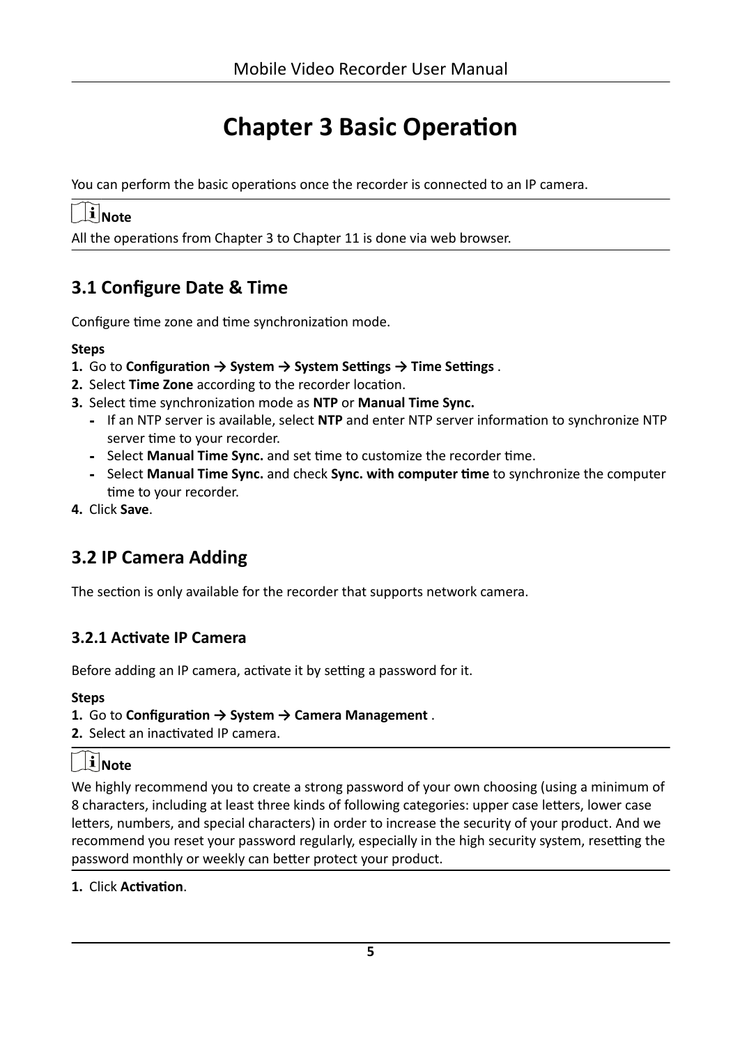# Chapter 3 Basic Operation

You can perform the basic operations once the recorder is connected to an IP camera.

> **Note**
>
> All the operations from Chapter 3 to Chapter 11 is done via web browser.

## 3.1 Configure Date & Time

Configure time zone and time synchronization mode.

**Steps**

1. Go to **Configuration → System → System Settings → Time Settings** .
2. Select **Time Zone** according to the recorder location.
3. Select time synchronization mode as **NTP** or **Manual Time Sync.**
   - If an NTP server is available, select **NTP** and enter NTP server information to synchronize NTP server time to your recorder.
   - Select **Manual Time Sync.** and set time to customize the recorder time.
   - Select **Manual Time Sync.** and check **Sync. with computer time** to synchronize the computer time to your recorder.
4. Click **Save**.

## 3.2 IP Camera Adding

The section is only available for the recorder that supports network camera.

### 3.2.1 Activate IP Camera

Before adding an IP camera, activate it by setting a password for it.

**Steps**

1. Go to **Configuration → System → Camera Management** .
2. Select an inactivated IP camera.

> **Note**
>
> We highly recommend you to create a strong password of your own choosing (using a minimum of 8 characters, including at least three kinds of following categories: upper case letters, lower case letters, numbers, and special characters) in order to increase the security of your product. And we recommend you reset your password regularly, especially in the high security system, resetting the password monthly or weekly can better protect your product.

1. Click **Activation**.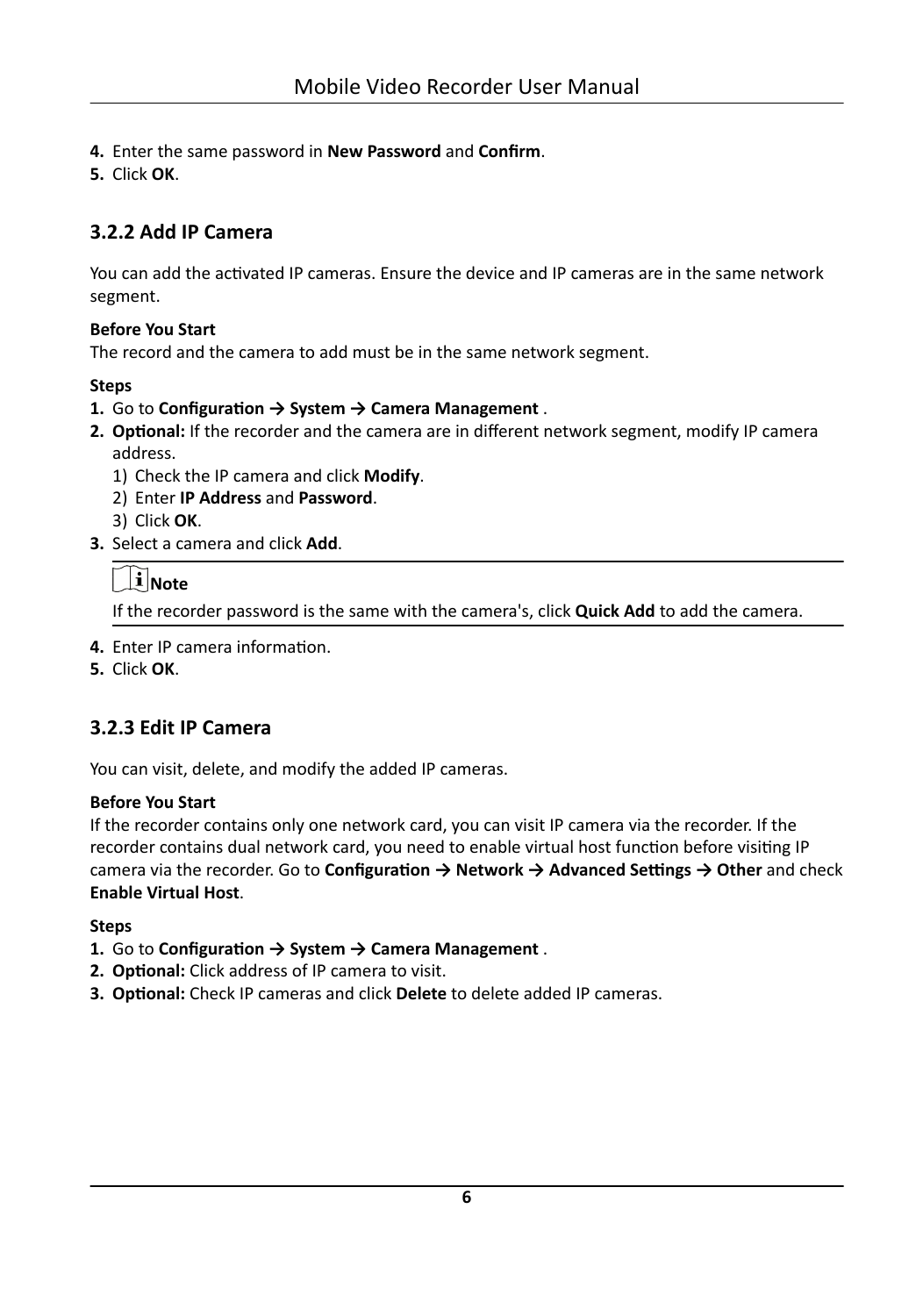4. Enter the same password in **New Password** and **Confirm**.
5. Click **OK**.

### 3.2.2 Add IP Camera

You can add the activated IP cameras. Ensure the device and IP cameras are in the same network segment.

**Before You Start**

The record and the camera to add must be in the same network segment.

**Steps**

1. Go to **Configuration → System → Camera Management** .
2. **Optional:** If the recorder and the camera are in different network segment, modify IP camera address.
   1) Check the IP camera and click **Modify**.
   2) Enter **IP Address** and **Password**.
   3) Click **OK**.
3. Select a camera and click **Add**.

   **Note**

   If the recorder password is the same with the camera's, click **Quick Add** to add the camera.

4. Enter IP camera information.
5. Click **OK**.

### 3.2.3 Edit IP Camera

You can visit, delete, and modify the added IP cameras.

**Before You Start**

If the recorder contains only one network card, you can visit IP camera via the recorder. If the recorder contains dual network card, you need to enable virtual host function before visiting IP camera via the recorder. Go to **Configuration → Network → Advanced Settings → Other** and check **Enable Virtual Host**.

**Steps**

1. Go to **Configuration → System → Camera Management** .
2. **Optional:** Click address of IP camera to visit.
3. **Optional:** Check IP cameras and click **Delete** to delete added IP cameras.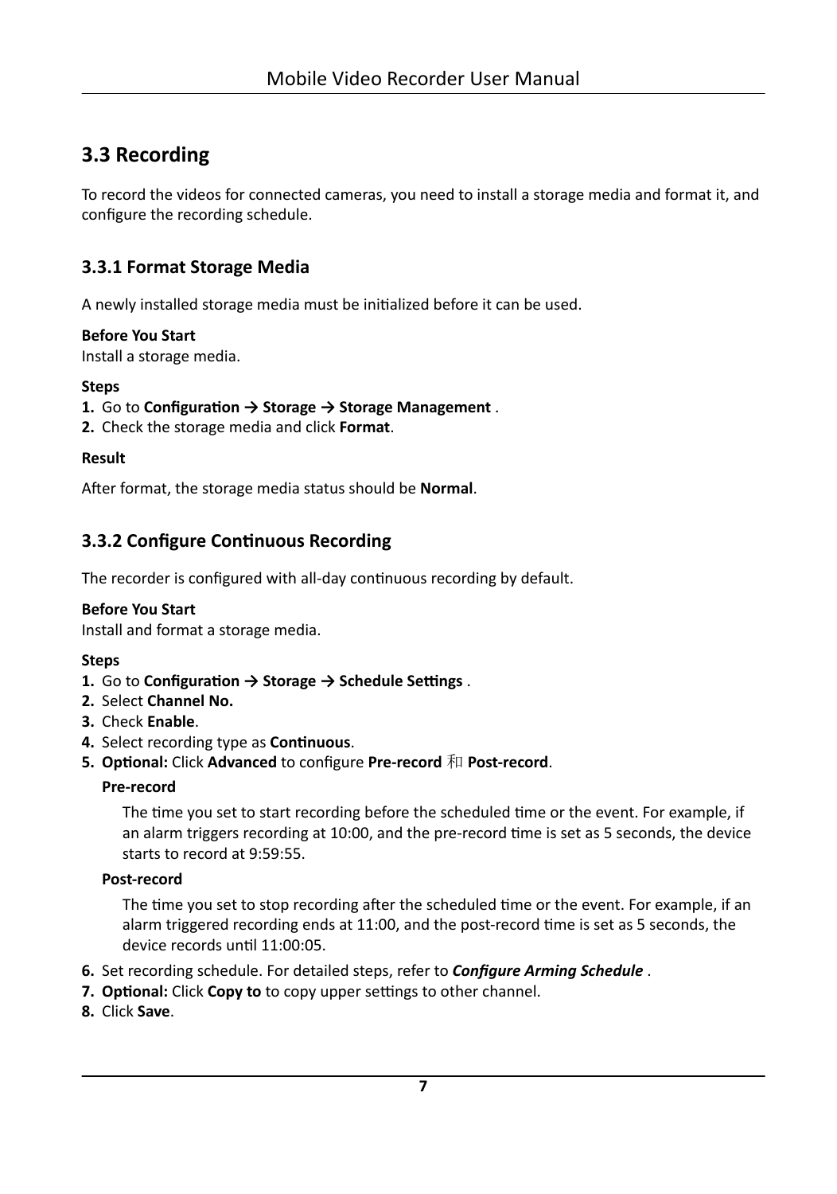## 3.3 Recording

To record the videos for connected cameras, you need to install a storage media and format it, and configure the recording schedule.

### 3.3.1 Format Storage Media

A newly installed storage media must be initialized before it can be used.

**Before You Start**

Install a storage media.

**Steps**

1. Go to **Configuration → Storage → Storage Management** .
2. Check the storage media and click **Format**.

**Result**

After format, the storage media status should be **Normal**.

### 3.3.2 Configure Continuous Recording

The recorder is configured with all-day continuous recording by default.

**Before You Start**

Install and format a storage media.

**Steps**

1. Go to **Configuration → Storage → Schedule Settings** .
2. Select **Channel No.**
3. Check **Enable**.
4. Select recording type as **Continuous**.
5. **Optional:** Click **Advanced** to configure **Pre-record** 和 **Post-record**.

   **Pre-record**

   The time you set to start recording before the scheduled time or the event. For example, if an alarm triggers recording at 10:00, and the pre-record time is set as 5 seconds, the device starts to record at 9:59:55.

   **Post-record**

   The time you set to stop recording after the scheduled time or the event. For example, if an alarm triggered recording ends at 11:00, and the post-record time is set as 5 seconds, the device records until 11:00:05.

6. Set recording schedule. For detailed steps, refer to ***Configure Arming Schedule*** .
7. **Optional:** Click **Copy to** to copy upper settings to other channel.
8. Click **Save**.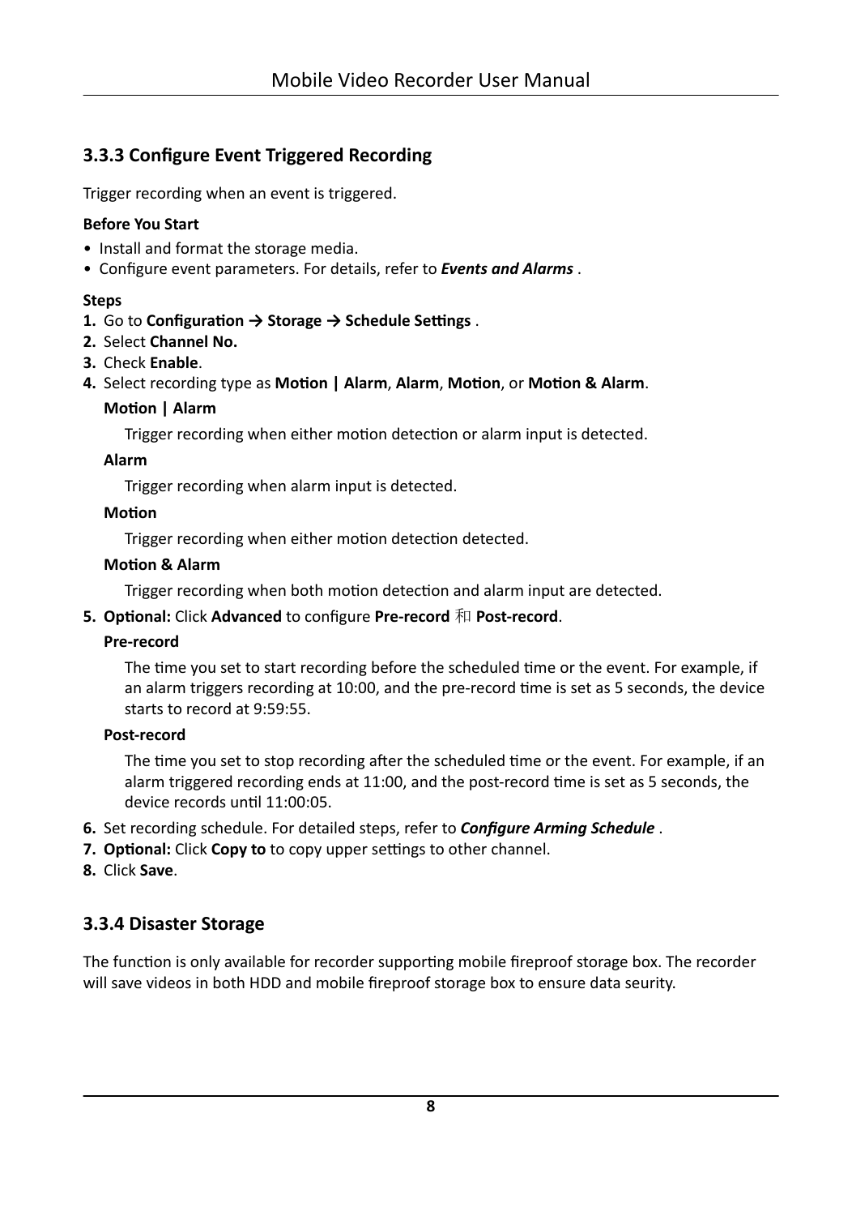### 3.3.3 Configure Event Triggered Recording

Trigger recording when an event is triggered.

**Before You Start**

- Install and format the storage media.
- Configure event parameters. For details, refer to ***Events and Alarms*** .

**Steps**

1. Go to **Configuration → Storage → Schedule Settings** .
2. Select **Channel No.**
3. Check **Enable**.
4. Select recording type as **Motion | Alarm**, **Alarm**, **Motion**, or **Motion & Alarm**.

   **Motion | Alarm**

   Trigger recording when either motion detection or alarm input is detected.

   **Alarm**

   Trigger recording when alarm input is detected.

   **Motion**

   Trigger recording when either motion detection detected.

   **Motion & Alarm**

   Trigger recording when both motion detection and alarm input are detected.

5. **Optional:** Click **Advanced** to configure **Pre-record** 和 **Post-record**.

   **Pre-record**

   The time you set to start recording before the scheduled time or the event. For example, if an alarm triggers recording at 10:00, and the pre-record time is set as 5 seconds, the device starts to record at 9:59:55.

   **Post-record**

   The time you set to stop recording after the scheduled time or the event. For example, if an alarm triggered recording ends at 11:00, and the post-record time is set as 5 seconds, the device records until 11:00:05.

6. Set recording schedule. For detailed steps, refer to ***Configure Arming Schedule*** .
7. **Optional:** Click **Copy to** to copy upper settings to other channel.
8. Click **Save**.

### 3.3.4 Disaster Storage

The function is only available for recorder supporting mobile fireproof storage box. The recorder will save videos in both HDD and mobile fireproof storage box to ensure data seurity.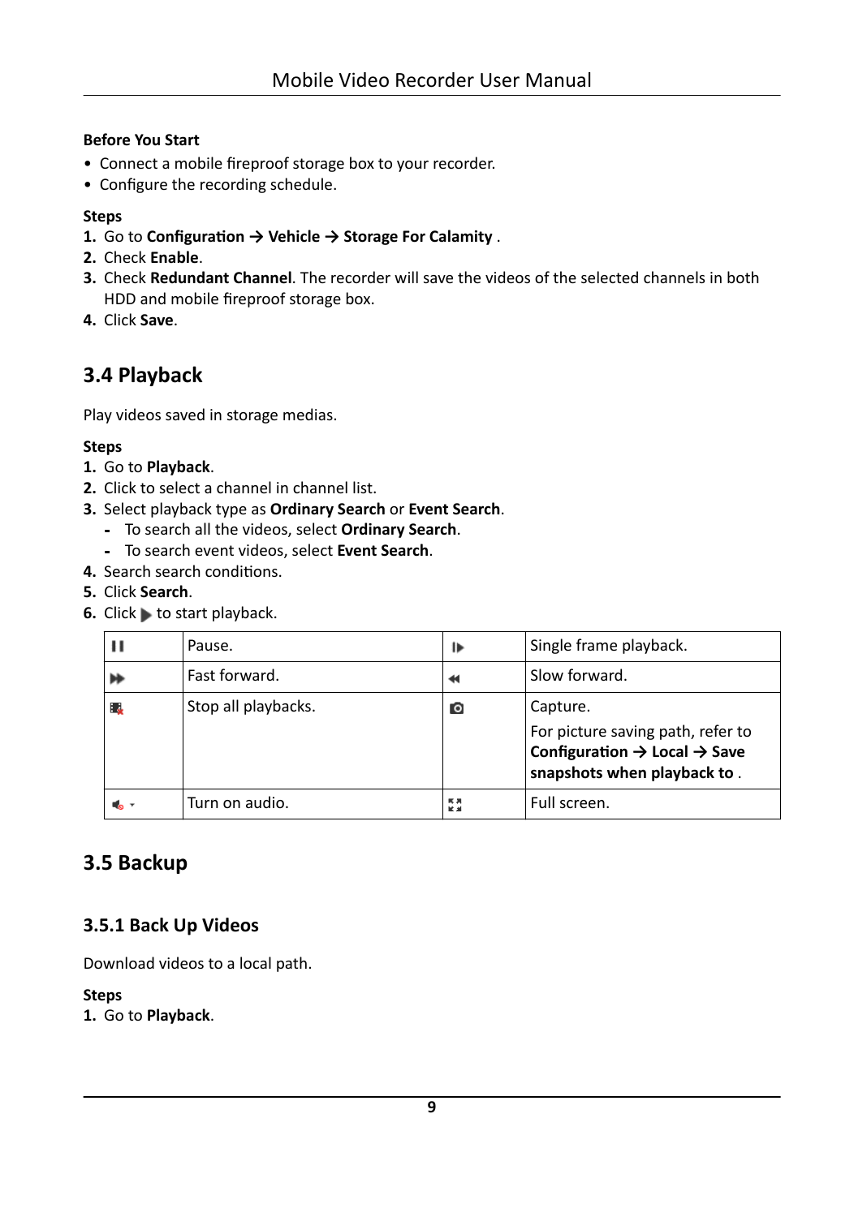**Before You Start**

- Connect a mobile fireproof storage box to your recorder.
- Configure the recording schedule.

**Steps**

1. Go to **Configuration → Vehicle → Storage For Calamity** .
2. Check **Enable**.
3. Check **Redundant Channel**. The recorder will save the videos of the selected channels in both HDD and mobile fireproof storage box.
4. Click **Save**.

## 3.4 Playback

Play videos saved in storage medias.

**Steps**

1. Go to **Playback**.
2. Click to select a channel in channel list.
3. Select playback type as **Ordinary Search** or **Event Search**.
   - To search all the videos, select **Ordinary Search**.
   - To search event videos, select **Event Search**.
4. Search search conditions.
5. Click **Search**.
6. Click ▶ to start playback.

| Icon | Description | Icon | Description |
| --- | --- | --- | --- |
| ❚❚ | Pause. | ❙▶ | Single frame playback. |
| ▶▶ | Fast forward. | ◀◀ | Slow forward. |
| (Stop icon) | Stop all playbacks. | (Camera icon) | Capture.<br>For picture saving path, refer to **Configuration → Local → Save snapshots when playback to** . |
| (Audio icon) | Turn on audio. | (Full screen icon) | Full screen. |

## 3.5 Backup

### 3.5.1 Back Up Videos

Download videos to a local path.

**Steps**

1. Go to **Playback**.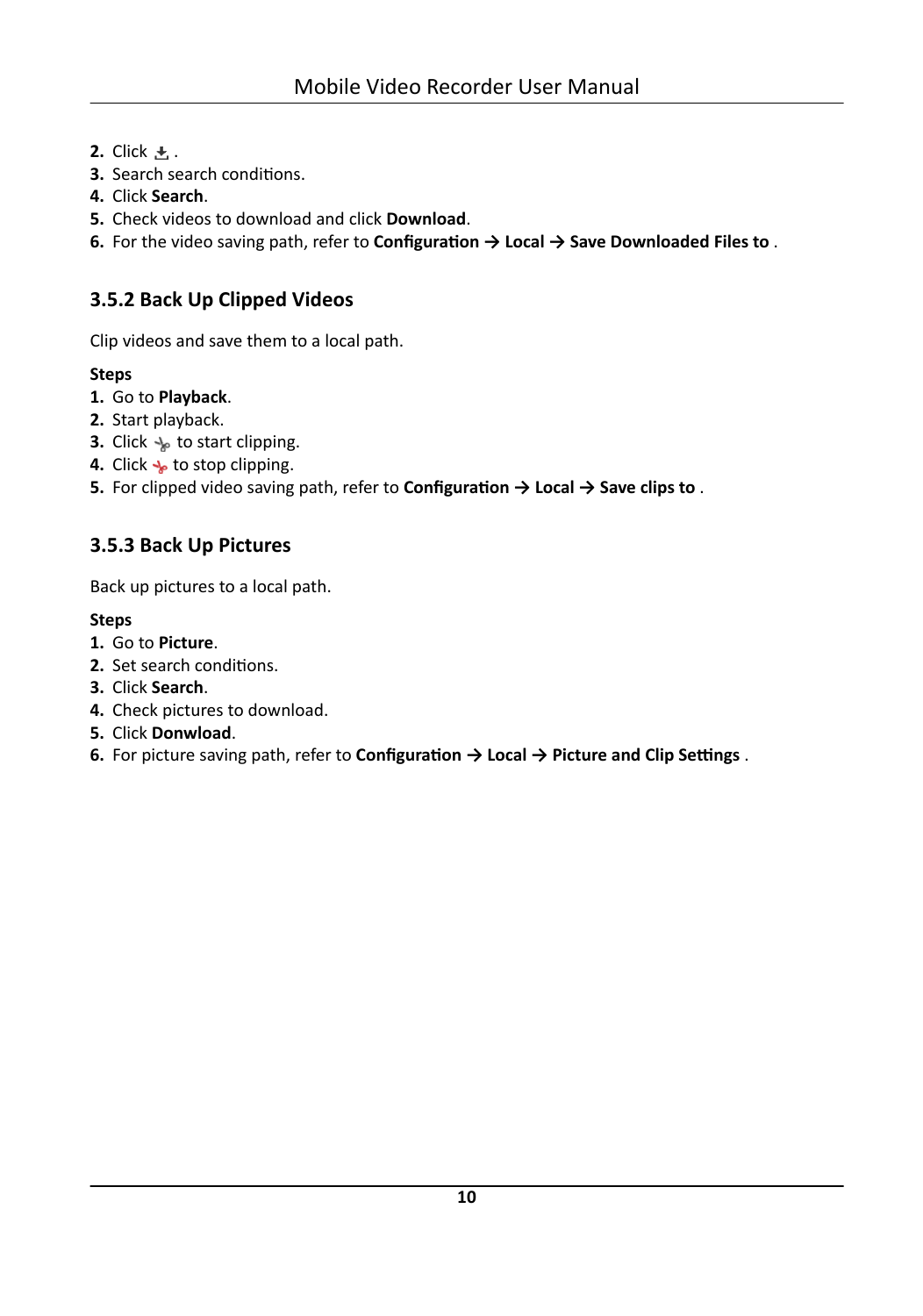2. Click .
3. Search search conditions.
4. Click **Search**.
5. Check videos to download and click **Download**.
6. For the video saving path, refer to **Configuration → Local → Save Downloaded Files to** .

### 3.5.2 Back Up Clipped Videos

Clip videos and save them to a local path.

**Steps**

1. Go to **Playback**.
2. Start playback.
3. Click  to start clipping.
4. Click  to stop clipping.
5. For clipped video saving path, refer to **Configuration → Local → Save clips to** .

### 3.5.3 Back Up Pictures

Back up pictures to a local path.

**Steps**

1. Go to **Picture**.
2. Set search conditions.
3. Click **Search**.
4. Check pictures to download.
5. Click **Donwload**.
6. For picture saving path, refer to **Configuration → Local → Picture and Clip Settings** .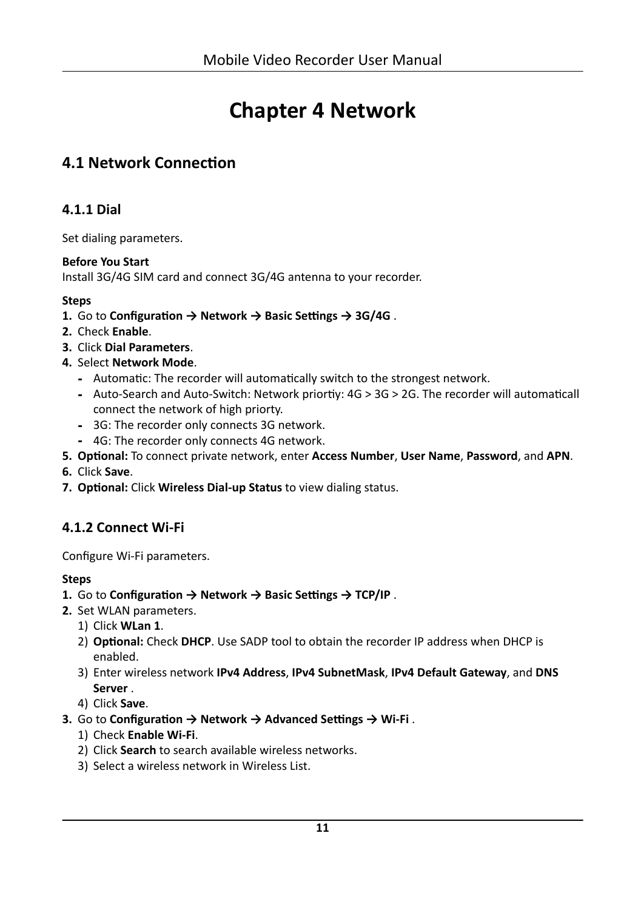# Chapter 4 Network

## 4.1 Network Connection

### 4.1.1 Dial

Set dialing parameters.

**Before You Start**

Install 3G/4G SIM card and connect 3G/4G antenna to your recorder.

**Steps**

1. Go to **Configuration → Network → Basic Settings → 3G/4G** .
2. Check **Enable**.
3. Click **Dial Parameters**.
4. Select **Network Mode**.
   - Automatic: The recorder will automatically switch to the strongest network.
   - Auto-Search and Auto-Switch: Network priortiy: 4G > 3G > 2G. The recorder will automaticall connect the network of high priorty.
   - 3G: The recorder only connects 3G network.
   - 4G: The recorder only connects 4G network.
5. **Optional:** To connect private network, enter **Access Number**, **User Name**, **Password**, and **APN**.
6. Click **Save**.
7. **Optional:** Click **Wireless Dial-up Status** to view dialing status.

### 4.1.2 Connect Wi-Fi

Configure Wi-Fi parameters.

**Steps**

1. Go to **Configuration → Network → Basic Settings → TCP/IP** .
2. Set WLAN parameters.
   1) Click **WLan 1**.
   2) **Optional:** Check **DHCP**. Use SADP tool to obtain the recorder IP address when DHCP is enabled.
   3) Enter wireless network **IPv4 Address**, **IPv4 SubnetMask**, **IPv4 Default Gateway**, and **DNS Server** .
   4) Click **Save**.
3. Go to **Configuration → Network → Advanced Settings → Wi-Fi** .
   1) Check **Enable Wi-Fi**.
   2) Click **Search** to search available wireless networks.
   3) Select a wireless network in Wireless List.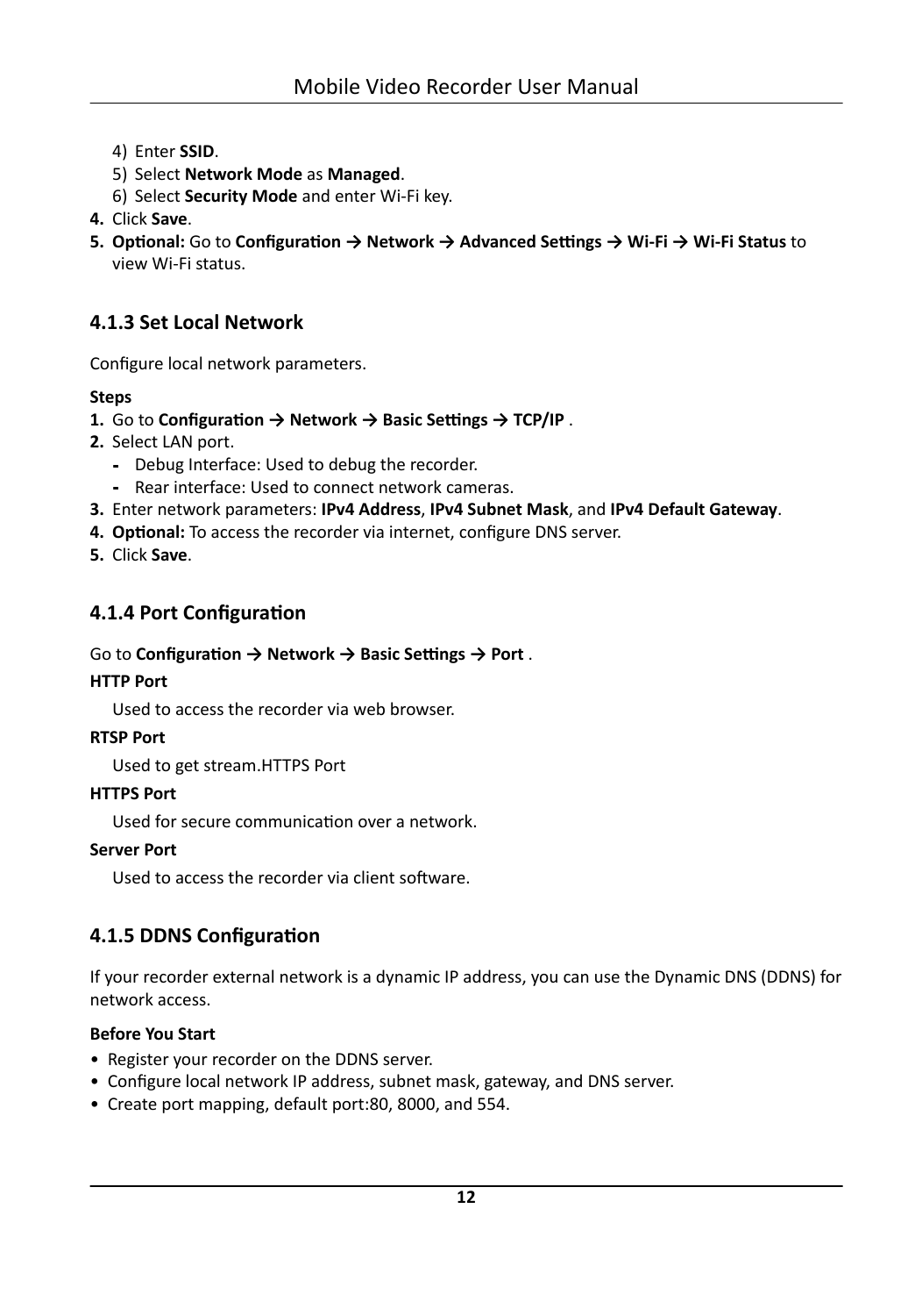4) Enter **SSID**.
5) Select **Network Mode** as **Managed**.
6) Select **Security Mode** and enter Wi-Fi key.

**4.** Click **Save**.

**5. Optional:** Go to **Configuration → Network → Advanced Settings → Wi-Fi → Wi-Fi Status** to view Wi-Fi status.

### 4.1.3 Set Local Network

Configure local network parameters.

**Steps**

**1.** Go to **Configuration → Network → Basic Settings → TCP/IP** .

**2.** Select LAN port.
- Debug Interface: Used to debug the recorder.
- Rear interface: Used to connect network cameras.

**3.** Enter network parameters: **IPv4 Address**, **IPv4 Subnet Mask**, and **IPv4 Default Gateway**.

**4. Optional:** To access the recorder via internet, configure DNS server.

**5.** Click **Save**.

### 4.1.4 Port Configuration

Go to **Configuration → Network → Basic Settings → Port** .

**HTTP Port**

Used to access the recorder via web browser.

**RTSP Port**

Used to get stream.HTTPS Port

**HTTPS Port**

Used for secure communication over a network.

**Server Port**

Used to access the recorder via client software.

### 4.1.5 DDNS Configuration

If your recorder external network is a dynamic IP address, you can use the Dynamic DNS (DDNS) for network access.

**Before You Start**

- Register your recorder on the DDNS server.
- Configure local network IP address, subnet mask, gateway, and DNS server.
- Create port mapping, default port:80, 8000, and 554.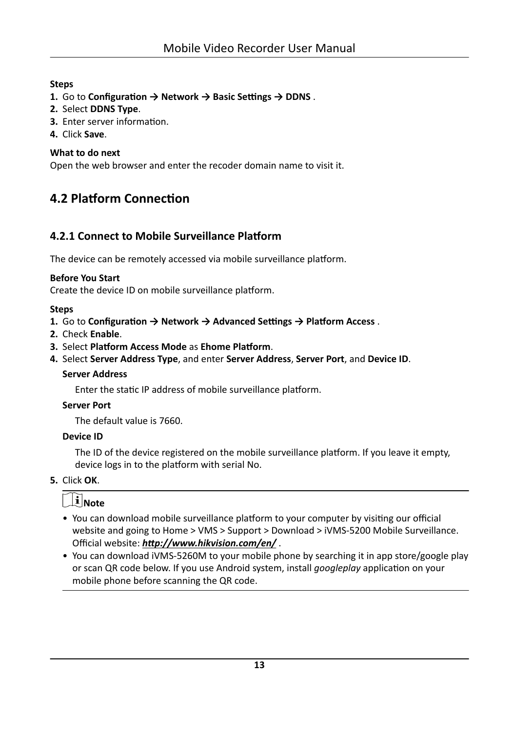**Steps**

1. Go to **Configuration → Network → Basic Settings → DDNS** .
2. Select **DDNS Type**.
3. Enter server information.
4. Click **Save**.

**What to do next**

Open the web browser and enter the recoder domain name to visit it.

## 4.2 Platform Connection

### 4.2.1 Connect to Mobile Surveillance Platform

The device can be remotely accessed via mobile surveillance platform.

**Before You Start**

Create the device ID on mobile surveillance platform.

**Steps**

1. Go to **Configuration → Network → Advanced Settings → Platform Access** .
2. Check **Enable**.
3. Select **Platform Access Mode** as **Ehome Platform**.
4. Select **Server Address Type**, and enter **Server Address**, **Server Port**, and **Device ID**.

   **Server Address**

   Enter the static IP address of mobile surveillance platform.

   **Server Port**

   The default value is 7660.

   **Device ID**

   The ID of the device registered on the mobile surveillance platform. If you leave it empty, device logs in to the platform with serial No.

5. Click **OK**.

**Note**

- You can download mobile surveillance platform to your computer by visiting our official website and going to Home > VMS > Support > Download > iVMS-5200 Mobile Surveillance. Official website: ***http://www.hikvision.com/en/*** .
- You can download iVMS-5260M to your mobile phone by searching it in app store/google play or scan QR code below. If you use Android system, install *googleplay* application on your mobile phone before scanning the QR code.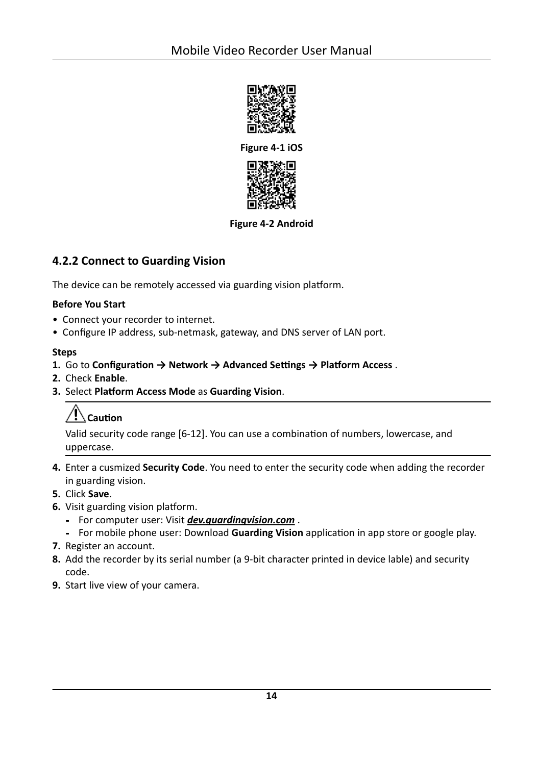Figure 4-1 iOS

Figure 4-2 Android

### 4.2.2 Connect to Guarding Vision

The device can be remotely accessed via guarding vision platform.

**Before You Start**

- Connect your recorder to internet.
- Configure IP address, sub-netmask, gateway, and DNS server of LAN port.

**Steps**

1. Go to **Configuration → Network → Advanced Settings → Platform Access** .
2. Check **Enable**.
3. Select **Platform Access Mode** as **Guarding Vision**.

> **Caution**
>
> Valid security code range [6-12]. You can use a combination of numbers, lowercase, and uppercase.

4. Enter a cusmized **Security Code**. You need to enter the security code when adding the recorder in guarding vision.
5. Click **Save**.
6. Visit guarding vision platform.
   - For computer user: Visit ***dev.guardingvision.com*** .
   - For mobile phone user: Download **Guarding Vision** application in app store or google play.
7. Register an account.
8. Add the recorder by its serial number (a 9-bit character printed in device lable) and security code.
9. Start live view of your camera.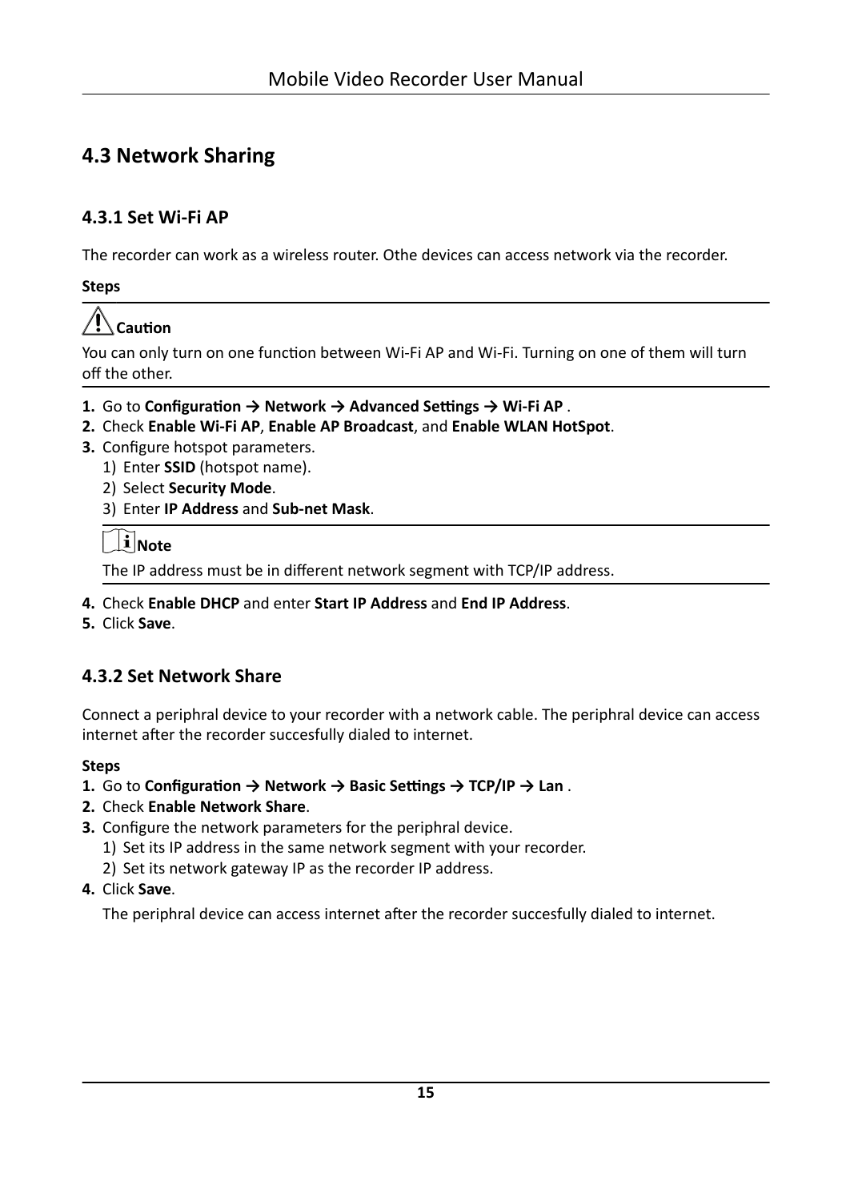## 4.3 Network Sharing

### 4.3.1 Set Wi-Fi AP

The recorder can work as a wireless router. Othe devices can access network via the recorder.

**Steps**

**Caution**

You can only turn on one function between Wi-Fi AP and Wi-Fi. Turning on one of them will turn off the other.

1. Go to **Configuration → Network → Advanced Settings → Wi-Fi AP** .
2. Check **Enable Wi-Fi AP**, **Enable AP Broadcast**, and **Enable WLAN HotSpot**.
3. Configure hotspot parameters.
   1) Enter **SSID** (hotspot name).
   2) Select **Security Mode**.
   3) Enter **IP Address** and **Sub-net Mask**.

   **Note**

   The IP address must be in different network segment with TCP/IP address.
4. Check **Enable DHCP** and enter **Start IP Address** and **End IP Address**.
5. Click **Save**.

### 4.3.2 Set Network Share

Connect a periphral device to your recorder with a network cable. The periphral device can access internet after the recorder succesfully dialed to internet.

**Steps**

1. Go to **Configuration → Network → Basic Settings → TCP/IP → Lan** .
2. Check **Enable Network Share**.
3. Configure the network parameters for the periphral device.
   1) Set its IP address in the same network segment with your recorder.
   2) Set its network gateway IP as the recorder IP address.
4. Click **Save**.

   The periphral device can access internet after the recorder succesfully dialed to internet.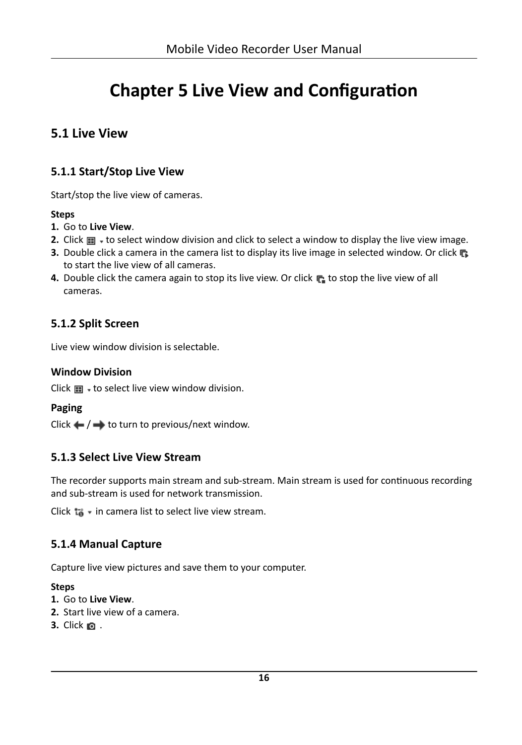# Chapter 5 Live View and Configuration

## 5.1 Live View

### 5.1.1 Start/Stop Live View

Start/stop the live view of cameras.

**Steps**

1. Go to **Live View**.
2. Click  to select window division and click to select a window to display the live view image.
3. Double click a camera in the camera list to display its live image in selected window. Or click  to start the live view of all cameras.
4. Double click the camera again to stop its live view. Or click  to stop the live view of all cameras.

### 5.1.2 Split Screen

Live view window division is selectable.

#### Window Division

Click  to select live view window division.

#### Paging

Click  /  to turn to previous/next window.

### 5.1.3 Select Live View Stream

The recorder supports main stream and sub-stream. Main stream is used for continuous recording and sub-stream is used for network transmission.

Click  in camera list to select live view stream.

### 5.1.4 Manual Capture

Capture live view pictures and save them to your computer.

**Steps**

1. Go to **Live View**.
2. Start live view of a camera.
3. Click  .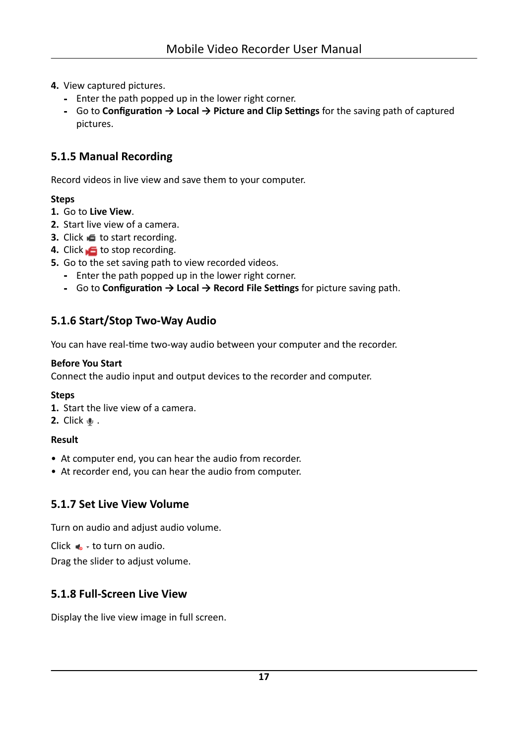4. View captured pictures.
   - Enter the path popped up in the lower right corner.
   - Go to **Configuration → Local → Picture and Clip Settings** for the saving path of captured pictures.

### 5.1.5 Manual Recording

Record videos in live view and save them to your computer.

**Steps**

1. Go to **Live View**.
2. Start live view of a camera.
3. Click to start recording.
4. Click to stop recording.
5. Go to the set saving path to view recorded videos.
   - Enter the path popped up in the lower right corner.
   - Go to **Configuration → Local → Record File Settings** for picture saving path.

### 5.1.6 Start/Stop Two-Way Audio

You can have real-time two-way audio between your computer and the recorder.

**Before You Start**

Connect the audio input and output devices to the recorder and computer.

**Steps**

1. Start the live view of a camera.
2. Click .

**Result**

- At computer end, you can hear the audio from recorder.
- At recorder end, you can hear the audio from computer.

### 5.1.7 Set Live View Volume

Turn on audio and adjust audio volume.

Click to turn on audio.

Drag the slider to adjust volume.

### 5.1.8 Full-Screen Live View

Display the live view image in full screen.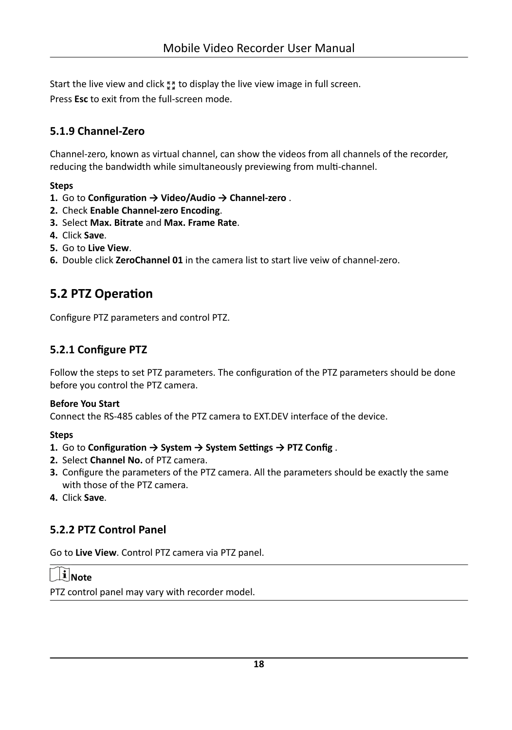Start the live view and click ⛶ to display the live view image in full screen.

Press **Esc** to exit from the full-screen mode.

### 5.1.9 Channel-Zero

Channel-zero, known as virtual channel, can show the videos from all channels of the recorder, reducing the bandwidth while simultaneously previewing from multi-channel.

**Steps**

1. Go to **Configuration → Video/Audio → Channel-zero** .
2. Check **Enable Channel-zero Encoding**.
3. Select **Max. Bitrate** and **Max. Frame Rate**.
4. Click **Save**.
5. Go to **Live View**.
6. Double click **ZeroChannel 01** in the camera list to start live veiw of channel-zero.

## 5.2 PTZ Operation

Configure PTZ parameters and control PTZ.

### 5.2.1 Configure PTZ

Follow the steps to set PTZ parameters. The configuration of the PTZ parameters should be done before you control the PTZ camera.

**Before You Start**

Connect the RS-485 cables of the PTZ camera to EXT.DEV interface of the device.

**Steps**

1. Go to **Configuration → System → System Settings → PTZ Config** .
2. Select **Channel No.** of PTZ camera.
3. Configure the parameters of the PTZ camera. All the parameters should be exactly the same with those of the PTZ camera.
4. Click **Save**.

### 5.2.2 PTZ Control Panel

Go to **Live View**. Control PTZ camera via PTZ panel.

**Note**

PTZ control panel may vary with recorder model.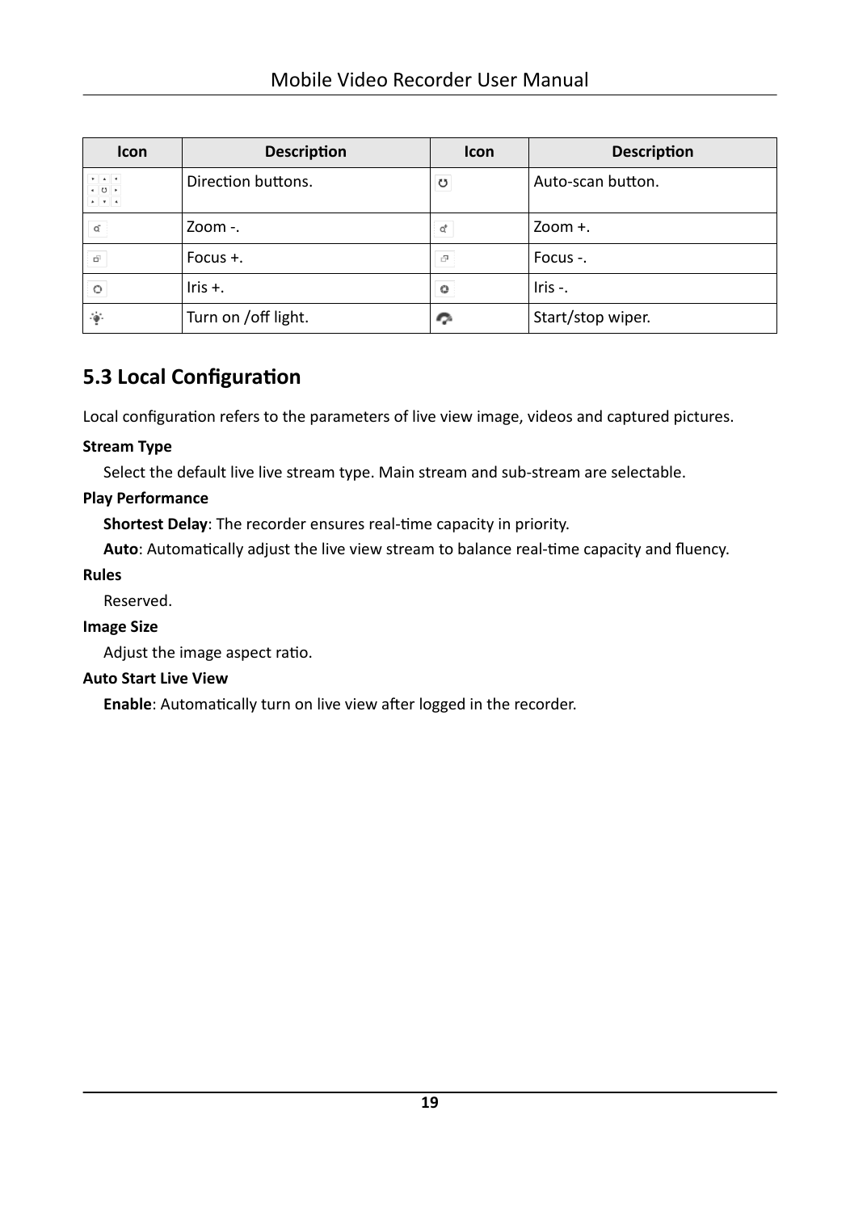| Icon | Description | Icon | Description |
|---|---|---|---|
| | Direction buttons. | | Auto-scan button. |
| | Zoom -. | | Zoom +. |
| | Focus +. | | Focus -. |
| | Iris +. | | Iris -. |
| | Turn on /off light. | | Start/stop wiper. |

## 5.3 Local Configuration

Local configuration refers to the parameters of live view image, videos and captured pictures.

**Stream Type**

Select the default live live stream type. Main stream and sub-stream are selectable.

**Play Performance**

**Shortest Delay**: The recorder ensures real-time capacity in priority.

**Auto**: Automatically adjust the live view stream to balance real-time capacity and fluency.

**Rules**

Reserved.

**Image Size**

Adjust the image aspect ratio.

**Auto Start Live View**

**Enable**: Automatically turn on live view after logged in the recorder.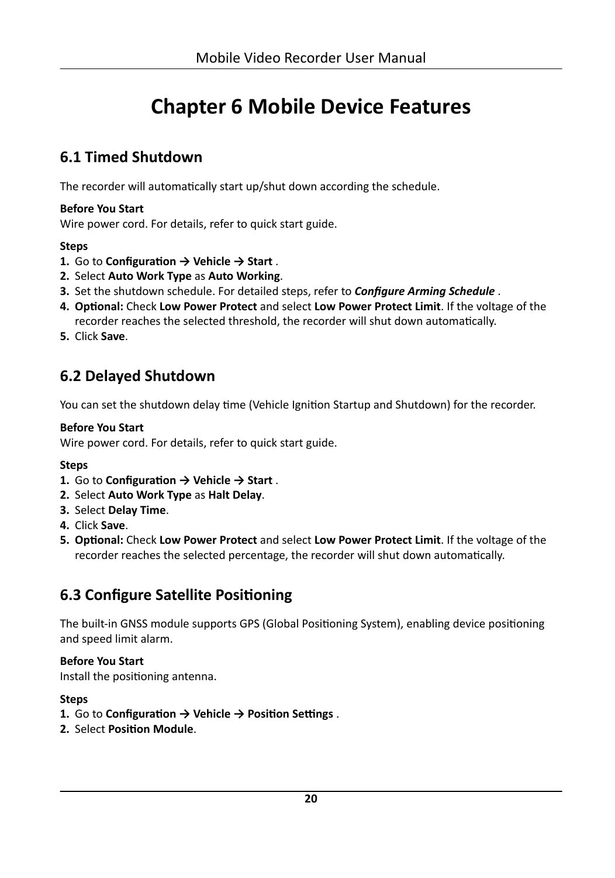# Chapter 6 Mobile Device Features

## 6.1 Timed Shutdown

The recorder will automatically start up/shut down according the schedule.

**Before You Start**

Wire power cord. For details, refer to quick start guide.

**Steps**

1. Go to **Configuration → Vehicle → Start** .
2. Select **Auto Work Type** as **Auto Working**.
3. Set the shutdown schedule. For detailed steps, refer to ***Configure Arming Schedule*** .
4. **Optional:** Check **Low Power Protect** and select **Low Power Protect Limit**. If the voltage of the recorder reaches the selected threshold, the recorder will shut down automatically.
5. Click **Save**.

## 6.2 Delayed Shutdown

You can set the shutdown delay time (Vehicle Ignition Startup and Shutdown) for the recorder.

**Before You Start**

Wire power cord. For details, refer to quick start guide.

**Steps**

1. Go to **Configuration → Vehicle → Start** .
2. Select **Auto Work Type** as **Halt Delay**.
3. Select **Delay Time**.
4. Click **Save**.
5. **Optional:** Check **Low Power Protect** and select **Low Power Protect Limit**. If the voltage of the recorder reaches the selected percentage, the recorder will shut down automatically.

## 6.3 Configure Satellite Positioning

The built-in GNSS module supports GPS (Global Positioning System), enabling device positioning and speed limit alarm.

**Before You Start**

Install the positioning antenna.

**Steps**

1. Go to **Configuration → Vehicle → Position Settings** .
2. Select **Position Module**.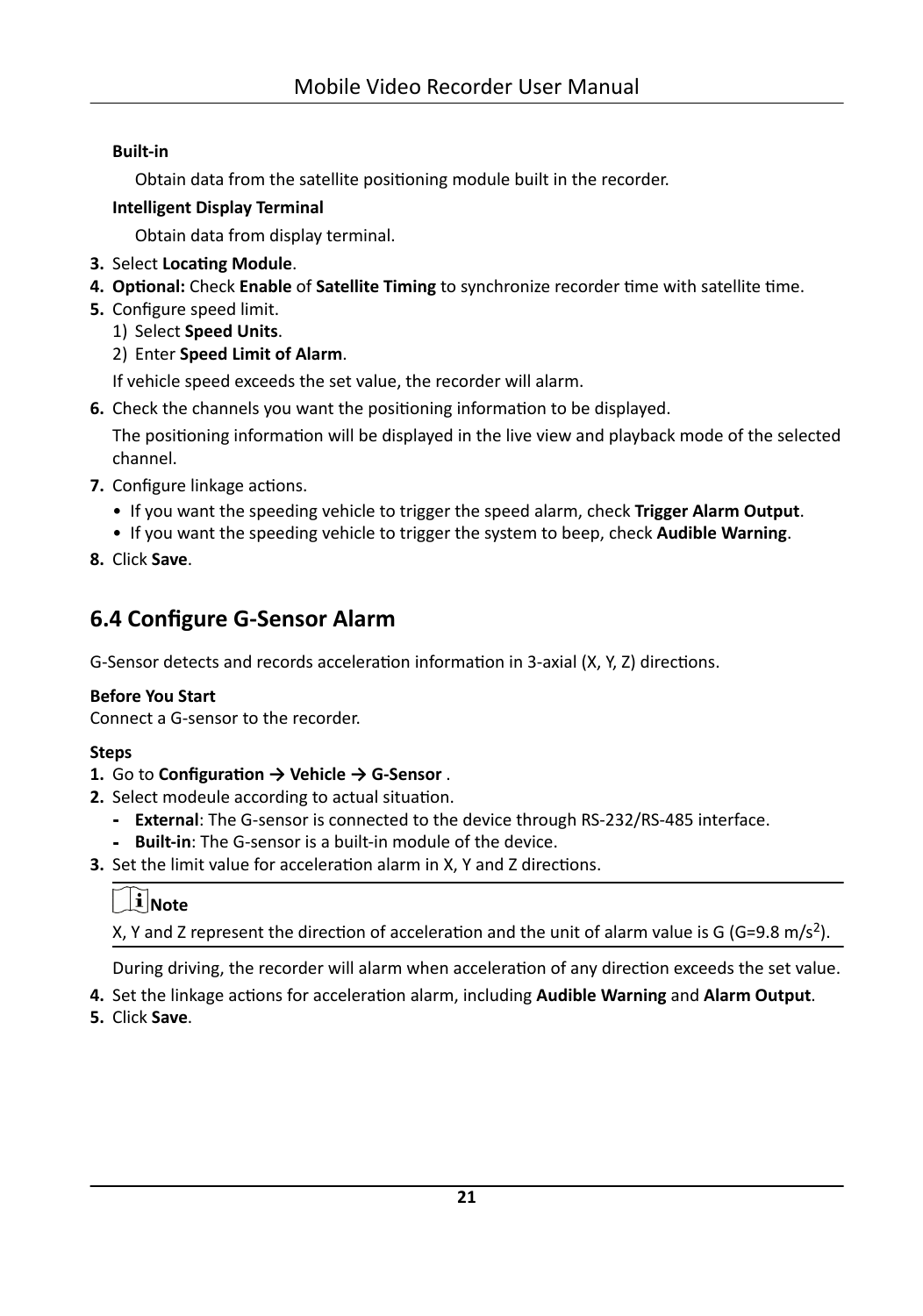**Built-in**

Obtain data from the satellite positioning module built in the recorder.

**Intelligent Display Terminal**

Obtain data from display terminal.

3. Select **Locating Module**.
4. **Optional:** Check **Enable** of **Satellite Timing** to synchronize recorder time with satellite time.
5. Configure speed limit.
   1) Select **Speed Units**.
   2) Enter **Speed Limit of Alarm**.

   If vehicle speed exceeds the set value, the recorder will alarm.
6. Check the channels you want the positioning information to be displayed.

   The positioning information will be displayed in the live view and playback mode of the selected channel.
7. Configure linkage actions.
   - If you want the speeding vehicle to trigger the speed alarm, check **Trigger Alarm Output**.
   - If you want the speeding vehicle to trigger the system to beep, check **Audible Warning**.
8. Click **Save**.

## 6.4 Configure G-Sensor Alarm

G-Sensor detects and records acceleration information in 3-axial (X, Y, Z) directions.

**Before You Start**

Connect a G-sensor to the recorder.

**Steps**

1. Go to **Configuration → Vehicle → G-Sensor** .
2. Select modeule according to actual situation.
   - **External**: The G-sensor is connected to the device through RS-232/RS-485 interface.
   - **Built-in**: The G-sensor is a built-in module of the device.
3. Set the limit value for acceleration alarm in X, Y and Z directions.

   **Note**

   X, Y and Z represent the direction of acceleration and the unit of alarm value is G (G=9.8 $m/s^2$).

   During driving, the recorder will alarm when acceleration of any direction exceeds the set value.
4. Set the linkage actions for acceleration alarm, including **Audible Warning** and **Alarm Output**.
5. Click **Save**.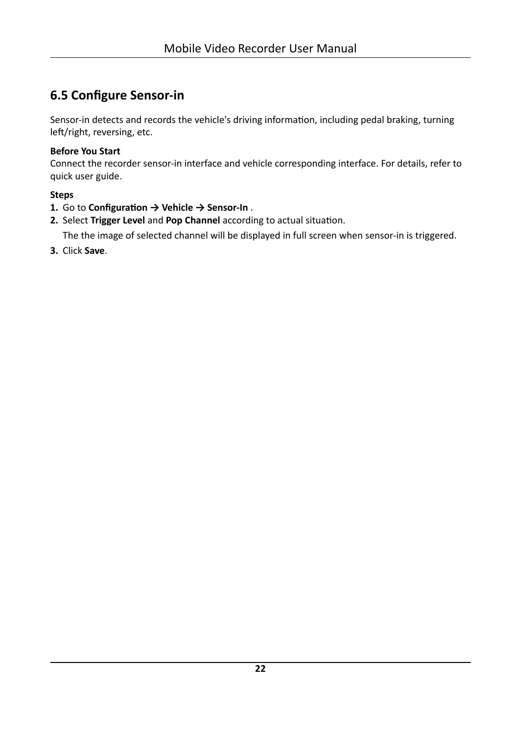## 6.5 Configure Sensor-in

Sensor-in detects and records the vehicle's driving information, including pedal braking, turning left/right, reversing, etc.

**Before You Start**

Connect the recorder sensor-in interface and vehicle corresponding interface. For details, refer to quick user guide.

**Steps**

1. Go to **Configuration → Vehicle → Sensor-In** .
2. Select **Trigger Level** and **Pop Channel** according to actual situation.

   The the image of selected channel will be displayed in full screen when sensor-in is triggered.
3. Click **Save**.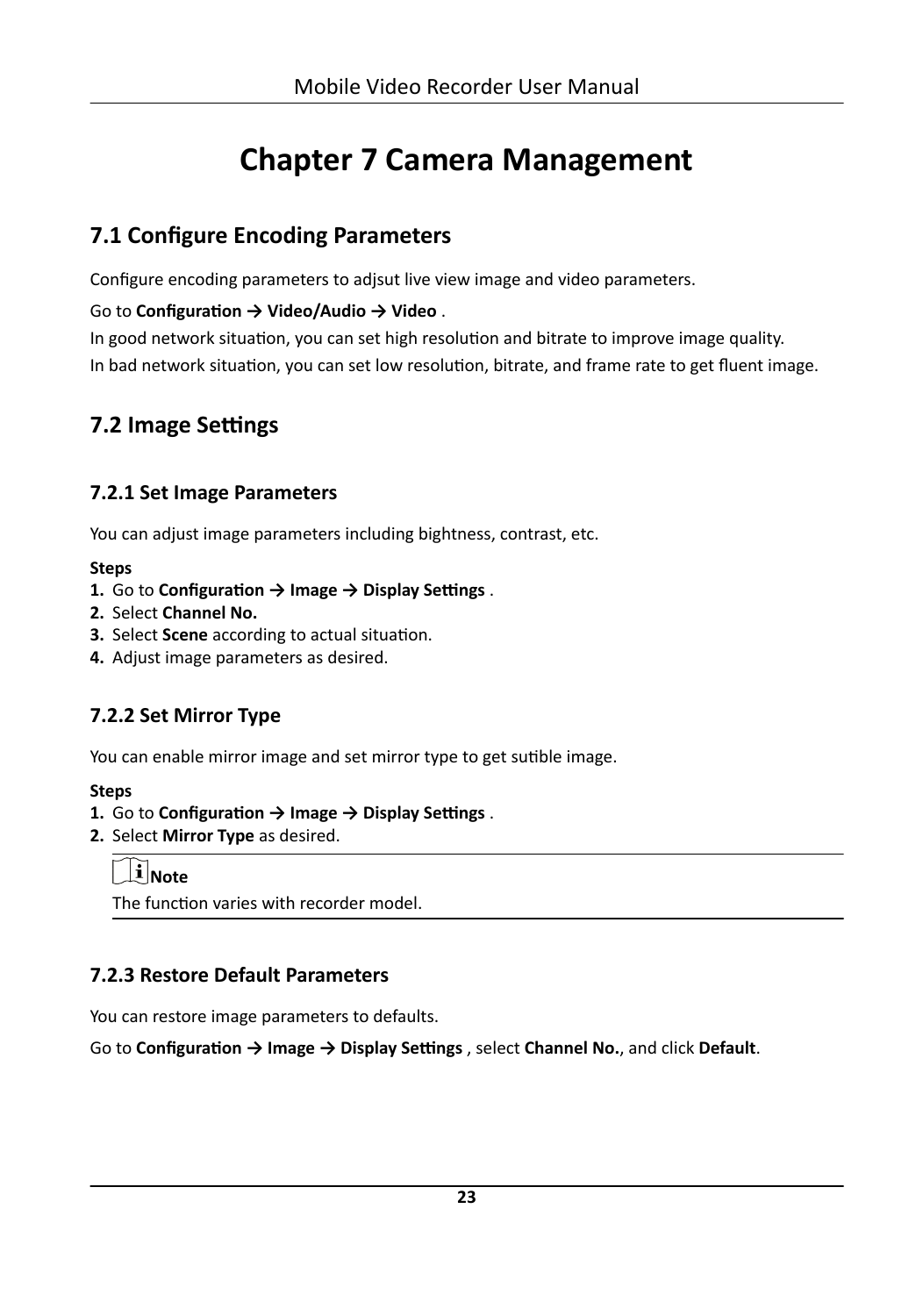# Chapter 7 Camera Management

## 7.1 Configure Encoding Parameters

Configure encoding parameters to adjsut live view image and video parameters.

Go to **Configuration → Video/Audio → Video** .

In good network situation, you can set high resolution and bitrate to improve image quality.

In bad network situation, you can set low resolution, bitrate, and frame rate to get fluent image.

## 7.2 Image Settings

### 7.2.1 Set Image Parameters

You can adjust image parameters including bightness, contrast, etc.

**Steps**

1. Go to **Configuration → Image → Display Settings** .
2. Select **Channel No.**
3. Select **Scene** according to actual situation.
4. Adjust image parameters as desired.

### 7.2.2 Set Mirror Type

You can enable mirror image and set mirror type to get sutible image.

**Steps**

1. Go to **Configuration → Image → Display Settings** .
2. Select **Mirror Type** as desired.

> **Note**
>
> The function varies with recorder model.

### 7.2.3 Restore Default Parameters

You can restore image parameters to defaults.

Go to **Configuration → Image → Display Settings** , select **Channel No.**, and click **Default**.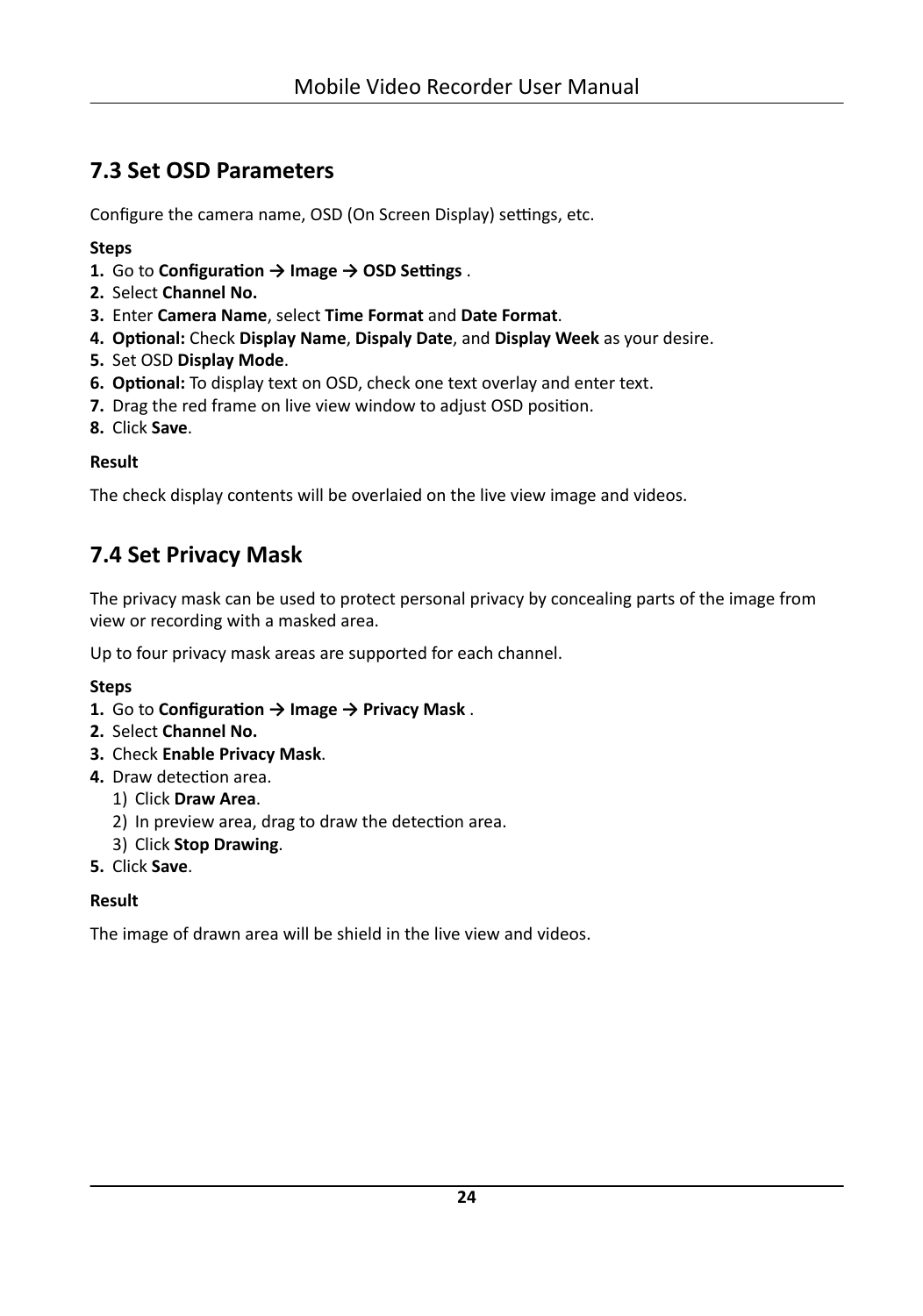## 7.3 Set OSD Parameters

Configure the camera name, OSD (On Screen Display) settings, etc.

**Steps**

1. Go to **Configuration → Image → OSD Settings** .
2. Select **Channel No.**
3. Enter **Camera Name**, select **Time Format** and **Date Format**.
4. **Optional:** Check **Display Name**, **Dispaly Date**, and **Display Week** as your desire.
5. Set OSD **Display Mode**.
6. **Optional:** To display text on OSD, check one text overlay and enter text.
7. Drag the red frame on live view window to adjust OSD position.
8. Click **Save**.

**Result**

The check display contents will be overlaied on the live view image and videos.

## 7.4 Set Privacy Mask

The privacy mask can be used to protect personal privacy by concealing parts of the image from view or recording with a masked area.

Up to four privacy mask areas are supported for each channel.

**Steps**

1. Go to **Configuration → Image → Privacy Mask** .
2. Select **Channel No.**
3. Check **Enable Privacy Mask**.
4. Draw detection area.
   1) Click **Draw Area**.
   2) In preview area, drag to draw the detection area.
   3) Click **Stop Drawing**.
5. Click **Save**.

**Result**

The image of drawn area will be shield in the live view and videos.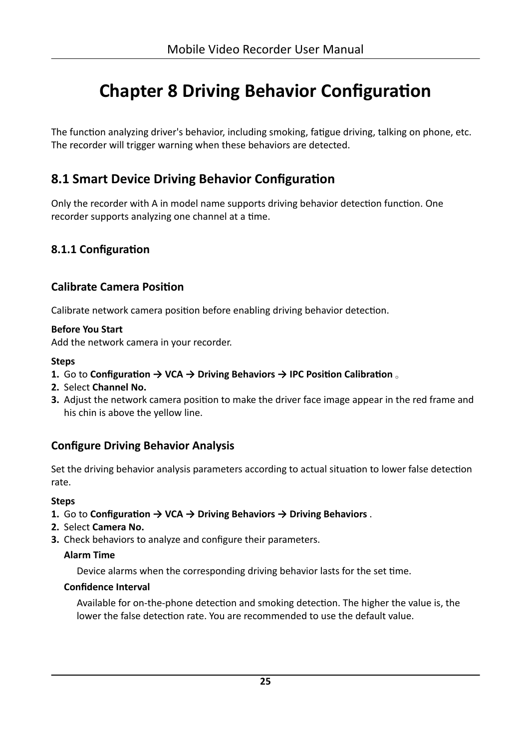# Chapter 8 Driving Behavior Configuration

The function analyzing driver's behavior, including smoking, fatigue driving, talking on phone, etc. The recorder will trigger warning when these behaviors are detected.

## 8.1 Smart Device Driving Behavior Configuration

Only the recorder with A in model name supports driving behavior detection function. One recorder supports analyzing one channel at a time.

### 8.1.1 Configuration

#### Calibrate Camera Position

Calibrate network camera position before enabling driving behavior detection.

**Before You Start**

Add the network camera in your recorder.

**Steps**

1. Go to **Configuration → VCA → Driving Behaviors → IPC Position Calibration** 。
2. Select **Channel No.**
3. Adjust the network camera position to make the driver face image appear in the red frame and his chin is above the yellow line.

#### Configure Driving Behavior Analysis

Set the driving behavior analysis parameters according to actual situation to lower false detection rate.

**Steps**

1. Go to **Configuration → VCA → Driving Behaviors → Driving Behaviors** .
2. Select **Camera No.**
3. Check behaviors to analyze and configure their parameters.

   **Alarm Time**

   Device alarms when the corresponding driving behavior lasts for the set time.

   **Confidence Interval**

   Available for on-the-phone detection and smoking detection. The higher the value is, the lower the false detection rate. You are recommended to use the default value.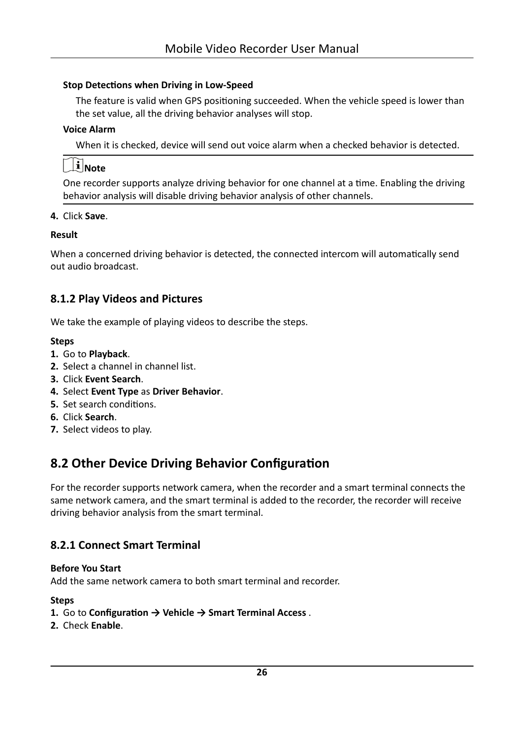**Stop Detections when Driving in Low-Speed**

The feature is valid when GPS positioning succeeded. When the vehicle speed is lower than the set value, all the driving behavior analyses will stop.

**Voice Alarm**

When it is checked, device will send out voice alarm when a checked behavior is detected.

**Note**

One recorder supports analyze driving behavior for one channel at a time. Enabling the driving behavior analysis will disable driving behavior analysis of other channels.

4. Click **Save**.

**Result**

When a concerned driving behavior is detected, the connected intercom will automatically send out audio broadcast.

### 8.1.2 Play Videos and Pictures

We take the example of playing videos to describe the steps.

**Steps**

1. Go to **Playback**.
2. Select a channel in channel list.
3. Click **Event Search**.
4. Select **Event Type** as **Driver Behavior**.
5. Set search conditions.
6. Click **Search**.
7. Select videos to play.

## 8.2 Other Device Driving Behavior Configuration

For the recorder supports network camera, when the recorder and a smart terminal connects the same network camera, and the smart terminal is added to the recorder, the recorder will receive driving behavior analysis from the smart terminal.

### 8.2.1 Connect Smart Terminal

**Before You Start**

Add the same network camera to both smart terminal and recorder.

**Steps**

1. Go to **Configuration → Vehicle → Smart Terminal Access** .
2. Check **Enable**.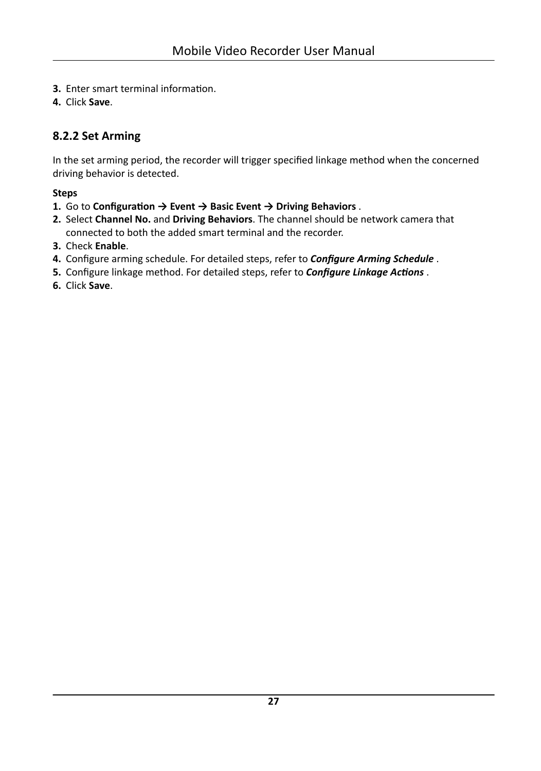3. Enter smart terminal information.
4. Click **Save**.

### 8.2.2 Set Arming

In the set arming period, the recorder will trigger specified linkage method when the concerned driving behavior is detected.

**Steps**

1. Go to **Configuration → Event → Basic Event → Driving Behaviors** .
2. Select **Channel No.** and **Driving Behaviors**. The channel should be network camera that connected to both the added smart terminal and the recorder.
3. Check **Enable**.
4. Configure arming schedule. For detailed steps, refer to ***Configure Arming Schedule*** .
5. Configure linkage method. For detailed steps, refer to ***Configure Linkage Actions*** .
6. Click **Save**.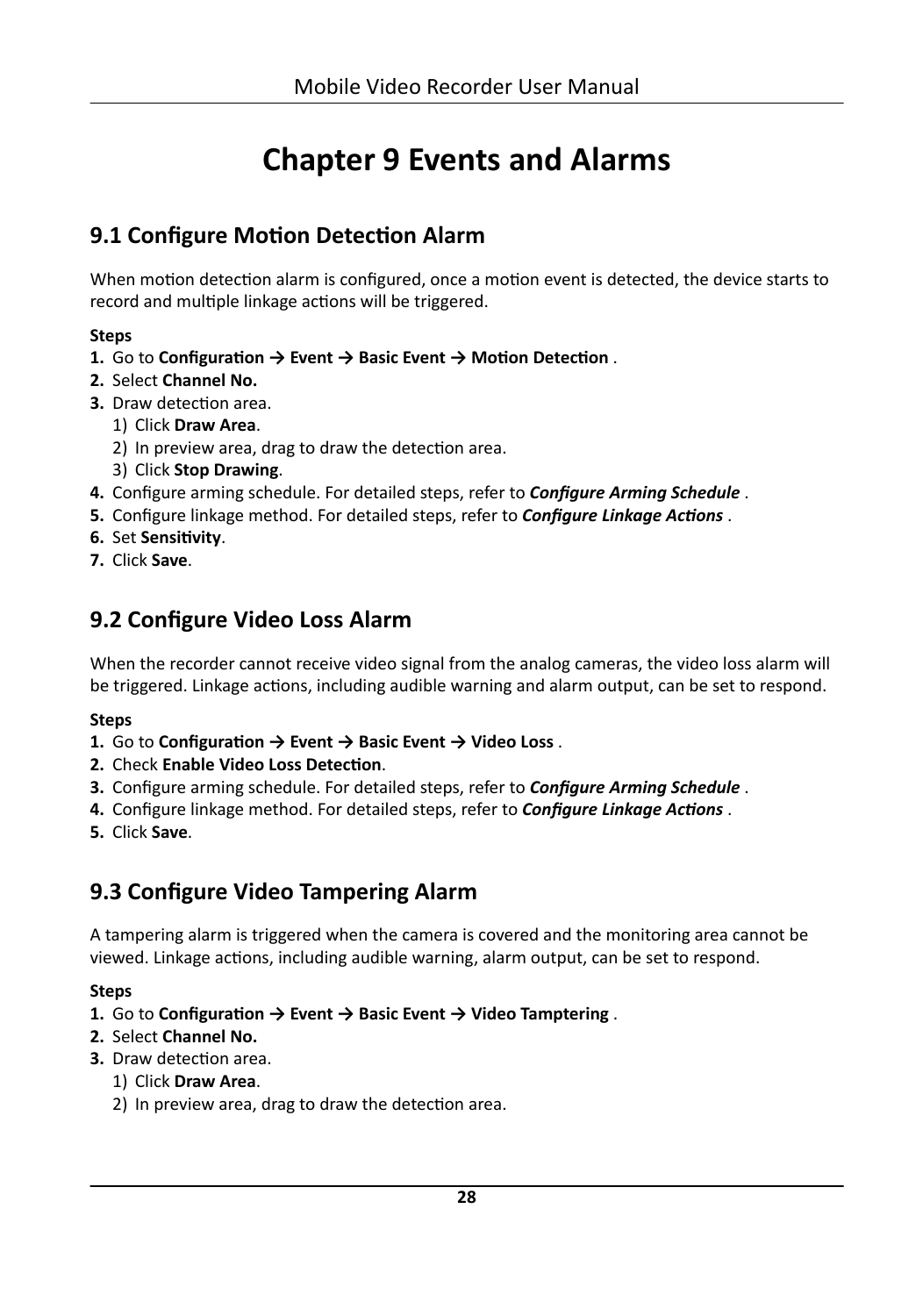# Chapter 9 Events and Alarms

## 9.1 Configure Motion Detection Alarm

When motion detection alarm is configured, once a motion event is detected, the device starts to record and multiple linkage actions will be triggered.

**Steps**

1. Go to **Configuration → Event → Basic Event → Motion Detection** .
2. Select **Channel No.**
3. Draw detection area.
   1) Click **Draw Area**.
   2) In preview area, drag to draw the detection area.
   3) Click **Stop Drawing**.
4. Configure arming schedule. For detailed steps, refer to ***Configure Arming Schedule*** .
5. Configure linkage method. For detailed steps, refer to ***Configure Linkage Actions*** .
6. Set **Sensitivity**.
7. Click **Save**.

## 9.2 Configure Video Loss Alarm

When the recorder cannot receive video signal from the analog cameras, the video loss alarm will be triggered. Linkage actions, including audible warning and alarm output, can be set to respond.

**Steps**

1. Go to **Configuration → Event → Basic Event → Video Loss** .
2. Check **Enable Video Loss Detection**.
3. Configure arming schedule. For detailed steps, refer to ***Configure Arming Schedule*** .
4. Configure linkage method. For detailed steps, refer to ***Configure Linkage Actions*** .
5. Click **Save**.

## 9.3 Configure Video Tampering Alarm

A tampering alarm is triggered when the camera is covered and the monitoring area cannot be viewed. Linkage actions, including audible warning, alarm output, can be set to respond.

**Steps**

1. Go to **Configuration → Event → Basic Event → Video Tamptering** .
2. Select **Channel No.**
3. Draw detection area.
   1) Click **Draw Area**.
   2) In preview area, drag to draw the detection area.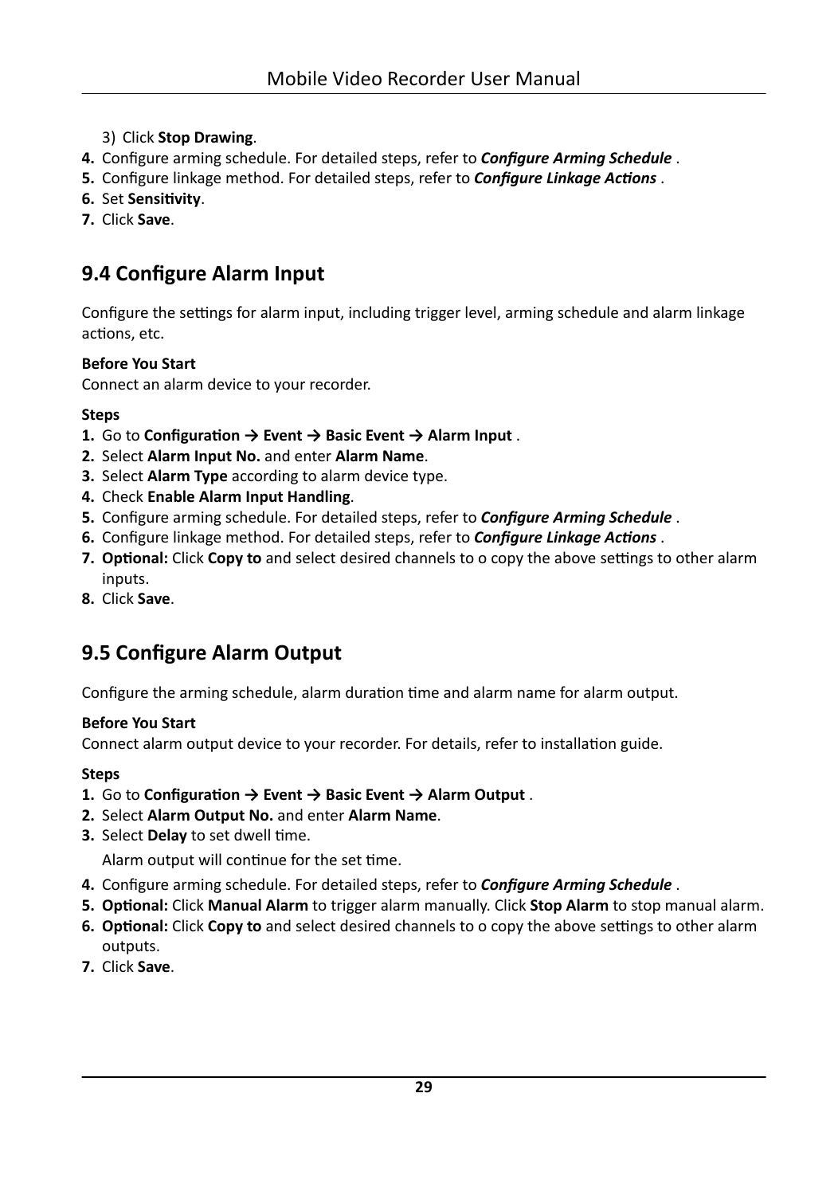3) Click **Stop Drawing**.

4. Configure arming schedule. For detailed steps, refer to ***Configure Arming Schedule*** .
5. Configure linkage method. For detailed steps, refer to ***Configure Linkage Actions*** .
6. Set **Sensitivity**.
7. Click **Save**.

## 9.4 Configure Alarm Input

Configure the settings for alarm input, including trigger level, arming schedule and alarm linkage actions, etc.

**Before You Start**

Connect an alarm device to your recorder.

**Steps**

1. Go to **Configuration → Event → Basic Event → Alarm Input** .
2. Select **Alarm Input No.** and enter **Alarm Name**.
3. Select **Alarm Type** according to alarm device type.
4. Check **Enable Alarm Input Handling**.
5. Configure arming schedule. For detailed steps, refer to ***Configure Arming Schedule*** .
6. Configure linkage method. For detailed steps, refer to ***Configure Linkage Actions*** .
7. **Optional:** Click **Copy to** and select desired channels to o copy the above settings to other alarm inputs.
8. Click **Save**.

## 9.5 Configure Alarm Output

Configure the arming schedule, alarm duration time and alarm name for alarm output.

**Before You Start**

Connect alarm output device to your recorder. For details, refer to installation guide.

**Steps**

1. Go to **Configuration → Event → Basic Event → Alarm Output** .
2. Select **Alarm Output No.** and enter **Alarm Name**.
3. Select **Delay** to set dwell time.

   Alarm output will continue for the set time.
4. Configure arming schedule. For detailed steps, refer to ***Configure Arming Schedule*** .
5. **Optional:** Click **Manual Alarm** to trigger alarm manually. Click **Stop Alarm** to stop manual alarm.
6. **Optional:** Click **Copy to** and select desired channels to o copy the above settings to other alarm outputs.
7. Click **Save**.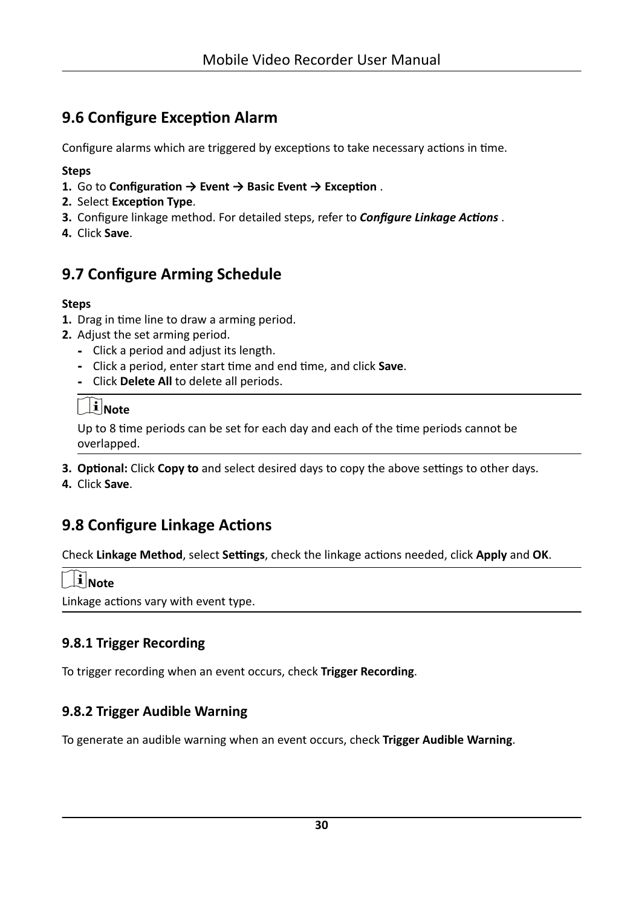## 9.6 Configure Exception Alarm

Configure alarms which are triggered by exceptions to take necessary actions in time.

**Steps**

1. Go to **Configuration → Event → Basic Event → Exception** .
2. Select **Exception Type**.
3. Configure linkage method. For detailed steps, refer to ***Configure Linkage Actions*** .
4. Click **Save**.

## 9.7 Configure Arming Schedule

**Steps**

1. Drag in time line to draw a arming period.
2. Adjust the set arming period.
   - Click a period and adjust its length.
   - Click a period, enter start time and end time, and click **Save**.
   - Click **Delete All** to delete all periods.

   **Note**

   Up to 8 time periods can be set for each day and each of the time periods cannot be overlapped.

3. **Optional:** Click **Copy to** and select desired days to copy the above settings to other days.
4. Click **Save**.

## 9.8 Configure Linkage Actions

Check **Linkage Method**, select **Settings**, check the linkage actions needed, click **Apply** and **OK**.

**Note**

Linkage actions vary with event type.

### 9.8.1 Trigger Recording

To trigger recording when an event occurs, check **Trigger Recording**.

### 9.8.2 Trigger Audible Warning

To generate an audible warning when an event occurs, check **Trigger Audible Warning**.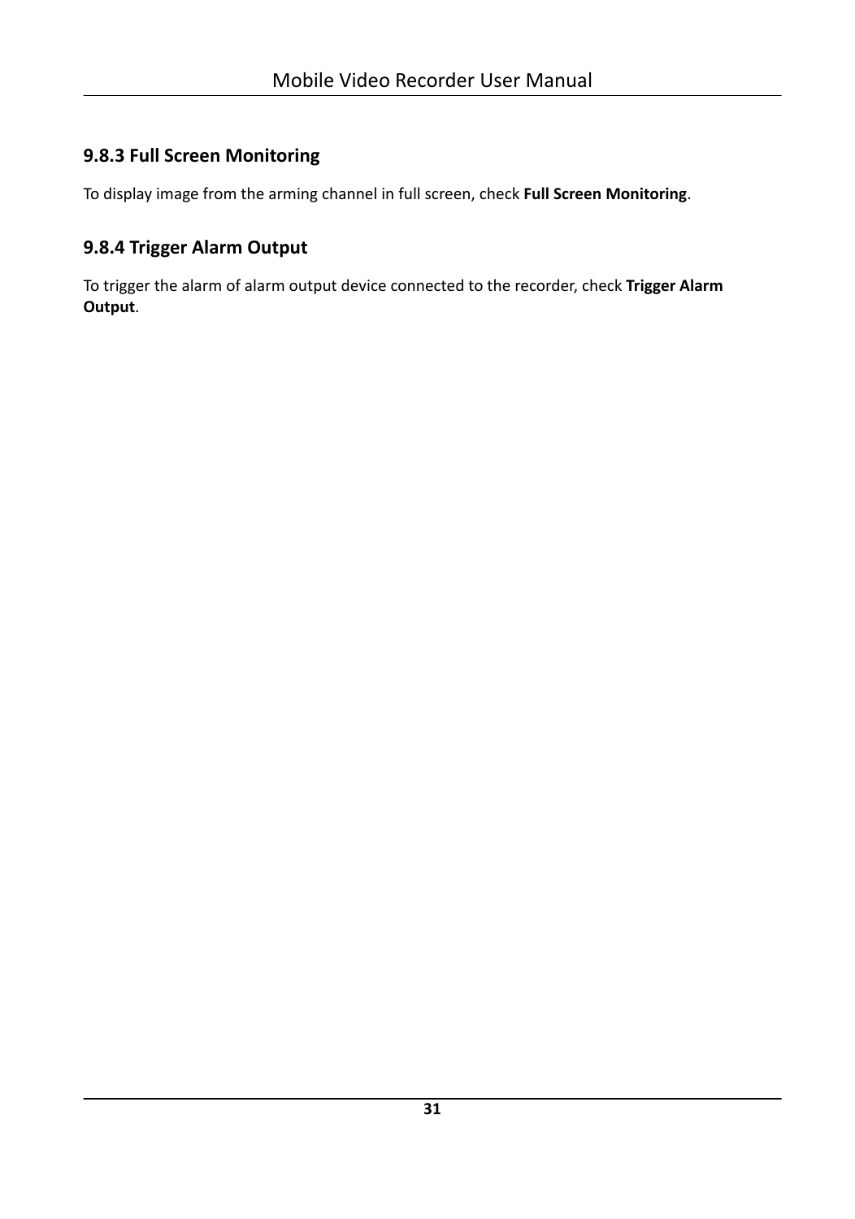### 9.8.3 Full Screen Monitoring

To display image from the arming channel in full screen, check **Full Screen Monitoring**.

### 9.8.4 Trigger Alarm Output

To trigger the alarm of alarm output device connected to the recorder, check **Trigger Alarm Output**.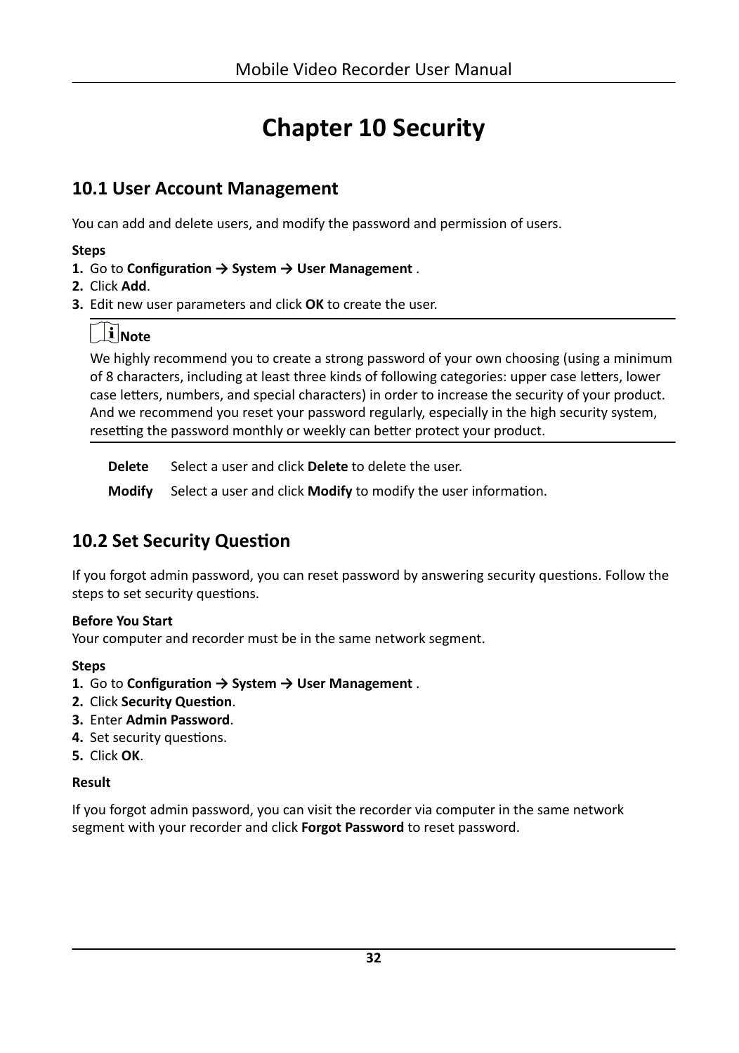# Chapter 10 Security

## 10.1 User Account Management

You can add and delete users, and modify the password and permission of users.

**Steps**

1. Go to **Configuration → System → User Management** .
2. Click **Add**.
3. Edit new user parameters and click **OK** to create the user.

> **Note**
>
> We highly recommend you to create a strong password of your own choosing (using a minimum of 8 characters, including at least three kinds of following categories: upper case letters, lower case letters, numbers, and special characters) in order to increase the security of your product. And we recommend you reset your password regularly, especially in the high security system, resetting the password monthly or weekly can better protect your product.

| | |
|---|---|
| **Delete** | Select a user and click **Delete** to delete the user. |
| **Modify** | Select a user and click **Modify** to modify the user information. |

## 10.2 Set Security Question

If you forgot admin password, you can reset password by answering security questions. Follow the steps to set security questions.

**Before You Start**

Your computer and recorder must be in the same network segment.

**Steps**

1. Go to **Configuration → System → User Management** .
2. Click **Security Question**.
3. Enter **Admin Password**.
4. Set security questions.
5. Click **OK**.

**Result**

If you forgot admin password, you can visit the recorder via computer in the same network segment with your recorder and click **Forgot Password** to reset password.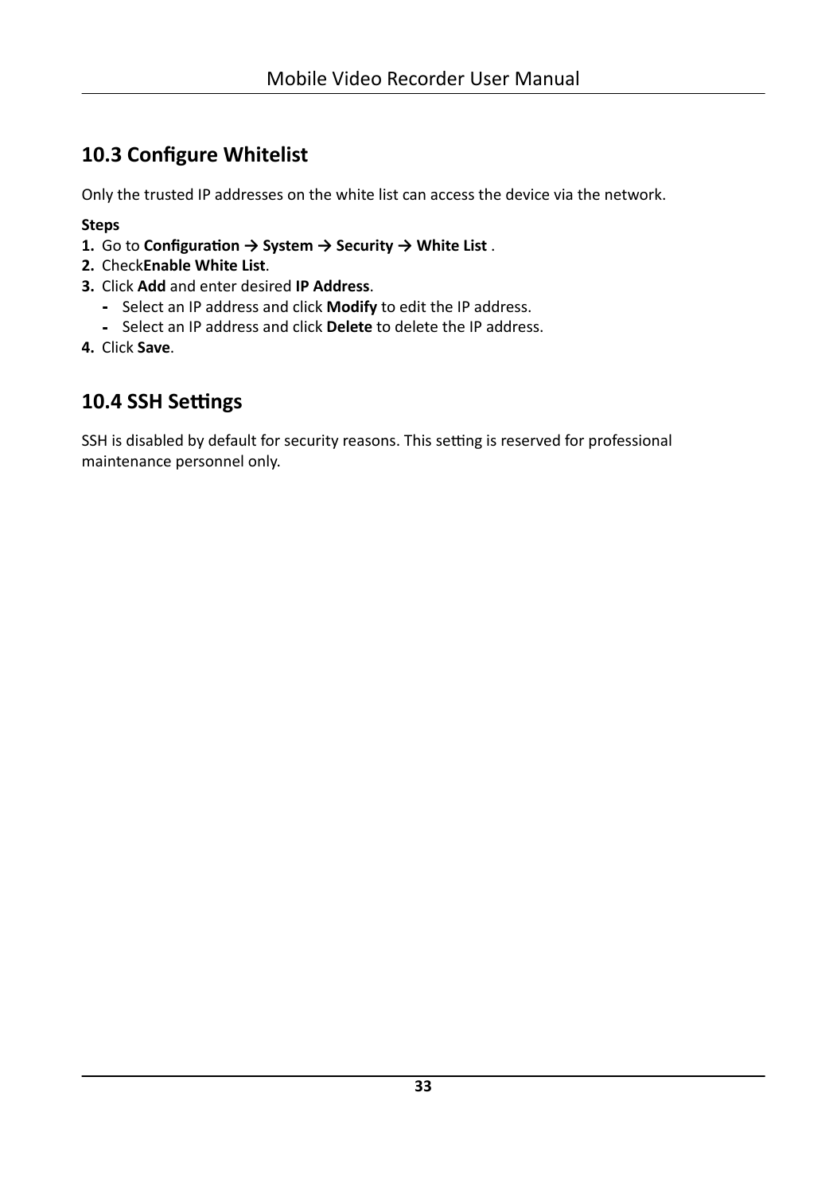## 10.3 Configure Whitelist

Only the trusted IP addresses on the white list can access the device via the network.

**Steps**

1. Go to **Configuration → System → Security → White List** .
2. Check**Enable White List**.
3. Click **Add** and enter desired **IP Address**.
   - Select an IP address and click **Modify** to edit the IP address.
   - Select an IP address and click **Delete** to delete the IP address.
4. Click **Save**.

## 10.4 SSH Settings

SSH is disabled by default for security reasons. This setting is reserved for professional maintenance personnel only.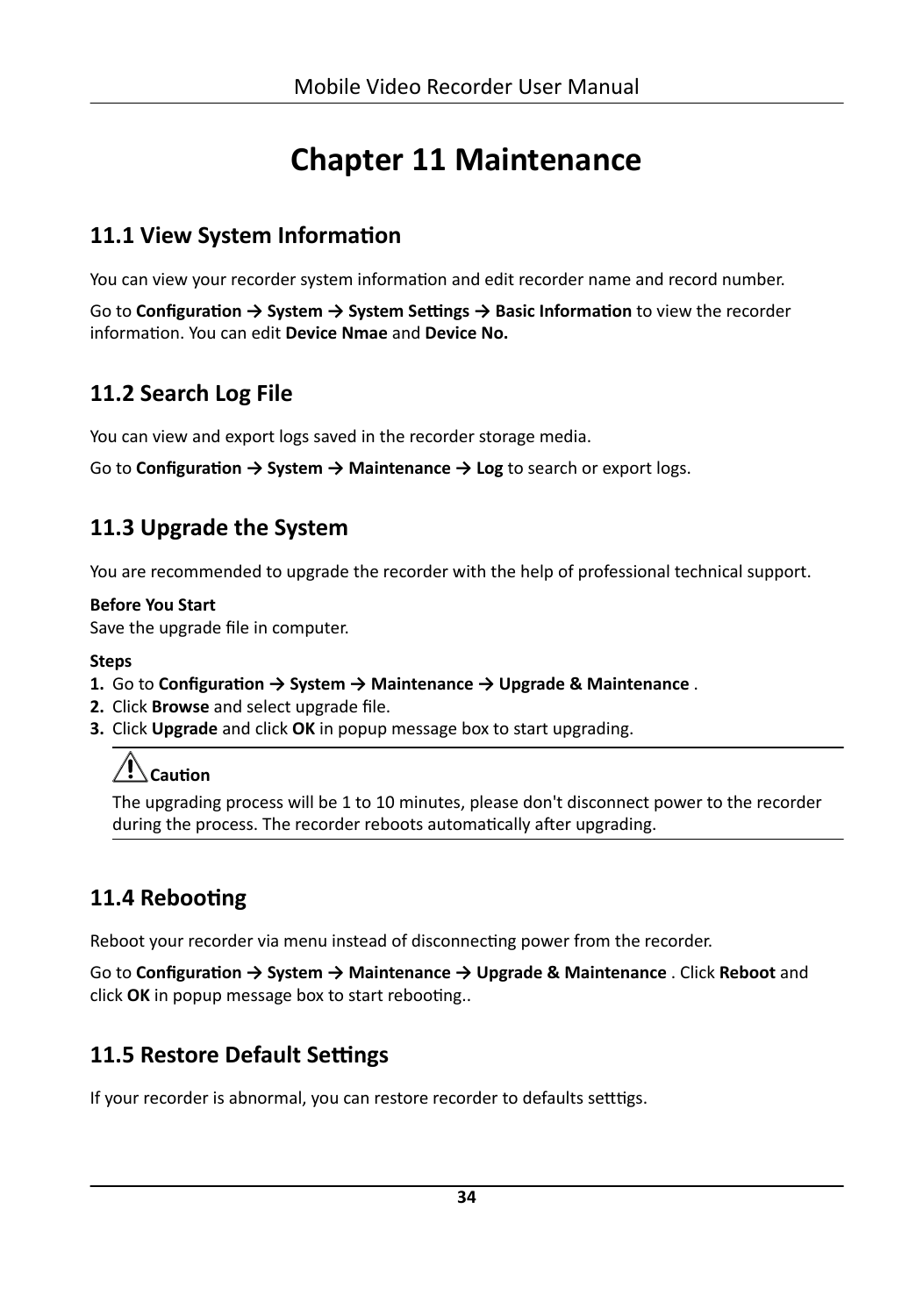# Chapter 11 Maintenance

## 11.1 View System Information

You can view your recorder system information and edit recorder name and record number.

Go to **Configuration → System → System Settings → Basic Information** to view the recorder information. You can edit **Device Nmae** and **Device No.**

## 11.2 Search Log File

You can view and export logs saved in the recorder storage media.

Go to **Configuration → System → Maintenance → Log** to search or export logs.

## 11.3 Upgrade the System

You are recommended to upgrade the recorder with the help of professional technical support.

**Before You Start**
Save the upgrade file in computer.

**Steps**

1. Go to **Configuration → System → Maintenance → Upgrade & Maintenance** .
2. Click **Browse** and select upgrade file.
3. Click **Upgrade** and click **OK** in popup message box to start upgrading.

> **Caution**
>
> The upgrading process will be 1 to 10 minutes, please don't disconnect power to the recorder during the process. The recorder reboots automatically after upgrading.

## 11.4 Rebooting

Reboot your recorder via menu instead of disconnecting power from the recorder.

Go to **Configuration → System → Maintenance → Upgrade & Maintenance** . Click **Reboot** and click **OK** in popup message box to start rebooting..

## 11.5 Restore Default Settings

If your recorder is abnormal, you can restore recorder to defaults setttigs.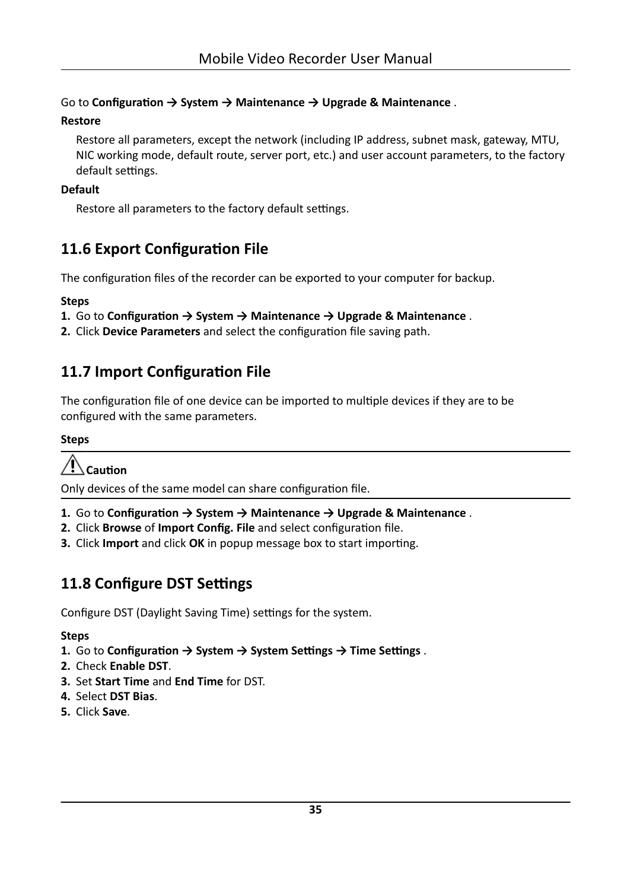Go to **Configuration → System → Maintenance → Upgrade & Maintenance** .

**Restore**

Restore all parameters, except the network (including IP address, subnet mask, gateway, MTU, NIC working mode, default route, server port, etc.) and user account parameters, to the factory default settings.

**Default**

Restore all parameters to the factory default settings.

## 11.6 Export Configuration File

The configuration files of the recorder can be exported to your computer for backup.

**Steps**

1. Go to **Configuration → System → Maintenance → Upgrade & Maintenance** .
2. Click **Device Parameters** and select the configuration file saving path.

## 11.7 Import Configuration File

The configuration file of one device can be imported to multiple devices if they are to be configured with the same parameters.

**Steps**

> **Caution**
>
> Only devices of the same model can share configuration file.

1. Go to **Configuration → System → Maintenance → Upgrade & Maintenance** .
2. Click **Browse** of **Import Config. File** and select configuration file.
3. Click **Import** and click **OK** in popup message box to start importing.

## 11.8 Configure DST Settings

Configure DST (Daylight Saving Time) settings for the system.

**Steps**

1. Go to **Configuration → System → System Settings → Time Settings** .
2. Check **Enable DST**.
3. Set **Start Time** and **End Time** for DST.
4. Select **DST Bias**.
5. Click **Save**.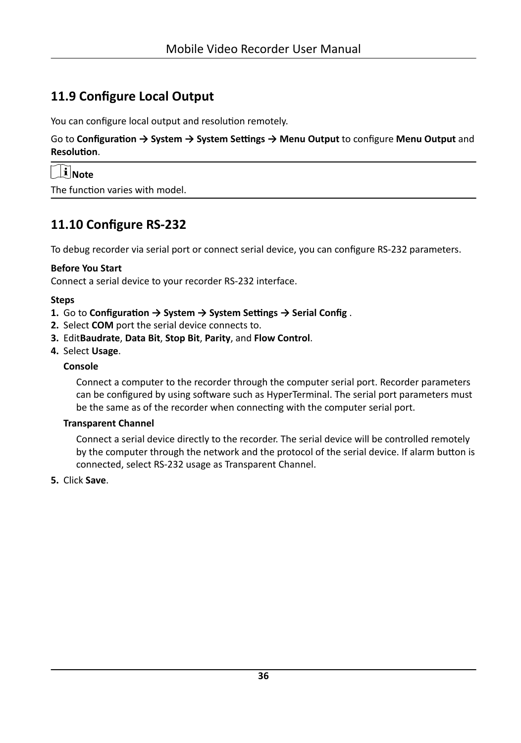## 11.9 Configure Local Output

You can configure local output and resolution remotely.

Go to **Configuration → System → System Settings → Menu Output** to configure **Menu Output** and **Resolution**.

---

**Note**

The function varies with model.

---

## 11.10 Configure RS-232

To debug recorder via serial port or connect serial device, you can configure RS-232 parameters.

**Before You Start**

Connect a serial device to your recorder RS-232 interface.

**Steps**

1. Go to **Configuration → System → System Settings → Serial Config** .
2. Select **COM** port the serial device connects to.
3. Edit**Baudrate**, **Data Bit**, **Stop Bit**, **Parity**, and **Flow Control**.
4. Select **Usage**.

   **Console**

   Connect a computer to the recorder through the computer serial port. Recorder parameters can be configured by using software such as HyperTerminal. The serial port parameters must be the same as of the recorder when connecting with the computer serial port.

   **Transparent Channel**

   Connect a serial device directly to the recorder. The serial device will be controlled remotely by the computer through the network and the protocol of the serial device. If alarm button is connected, select RS-232 usage as Transparent Channel.
5. Click **Save**.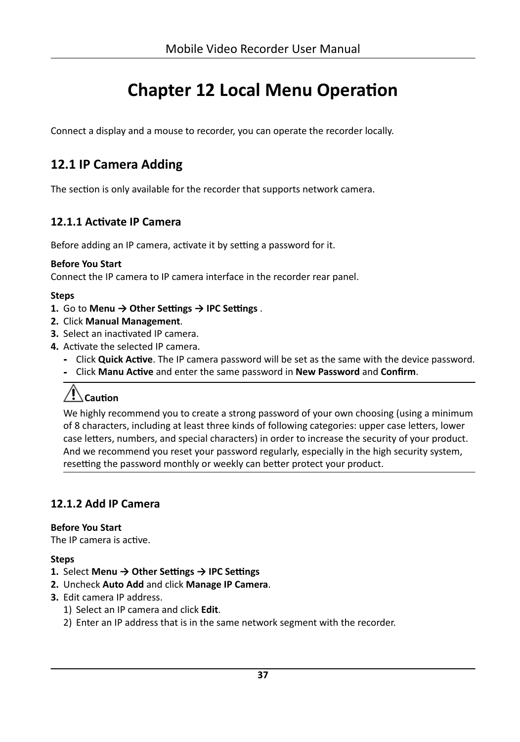# Chapter 12 Local Menu Operation

Connect a display and a mouse to recorder, you can operate the recorder locally.

## 12.1 IP Camera Adding

The section is only available for the recorder that supports network camera.

### 12.1.1 Activate IP Camera

Before adding an IP camera, activate it by setting a password for it.

**Before You Start**

Connect the IP camera to IP camera interface in the recorder rear panel.

**Steps**

1. Go to **Menu → Other Settings → IPC Settings** .
2. Click **Manual Management**.
3. Select an inactivated IP camera.
4. Activate the selected IP camera.
   - Click **Quick Active**. The IP camera password will be set as the same with the device password.
   - Click **Manu Active** and enter the same password in **New Password** and **Confirm**.

> **Caution**
>
> We highly recommend you to create a strong password of your own choosing (using a minimum of 8 characters, including at least three kinds of following categories: upper case letters, lower case letters, numbers, and special characters) in order to increase the security of your product. And we recommend you reset your password regularly, especially in the high security system, resetting the password monthly or weekly can better protect your product.

### 12.1.2 Add IP Camera

**Before You Start**

The IP camera is active.

**Steps**

1. Select **Menu → Other Settings → IPC Settings**
2. Uncheck **Auto Add** and click **Manage IP Camera**.
3. Edit camera IP address.
   1) Select an IP camera and click **Edit**.
   2) Enter an IP address that is in the same network segment with the recorder.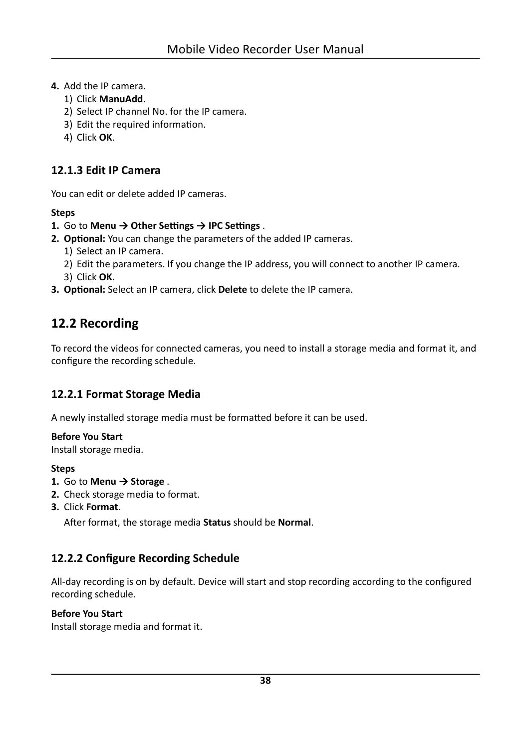4. Add the IP camera.
   1) Click **ManuAdd**.
   2) Select IP channel No. for the IP camera.
   3) Edit the required information.
   4) Click **OK**.

### 12.1.3 Edit IP Camera

You can edit or delete added IP cameras.

**Steps**

1. Go to **Menu → Other Settings → IPC Settings** .
2. **Optional:** You can change the parameters of the added IP cameras.
   1) Select an IP camera.
   2) Edit the parameters. If you change the IP address, you will connect to another IP camera.
   3) Click **OK**.
3. **Optional:** Select an IP camera, click **Delete** to delete the IP camera.

## 12.2 Recording

To record the videos for connected cameras, you need to install a storage media and format it, and configure the recording schedule.

### 12.2.1 Format Storage Media

A newly installed storage media must be formatted before it can be used.

**Before You Start**

Install storage media.

**Steps**

1. Go to **Menu → Storage** .
2. Check storage media to format.
3. Click **Format**.

   After format, the storage media **Status** should be **Normal**.

### 12.2.2 Configure Recording Schedule

All-day recording is on by default. Device will start and stop recording according to the configured recording schedule.

**Before You Start**

Install storage media and format it.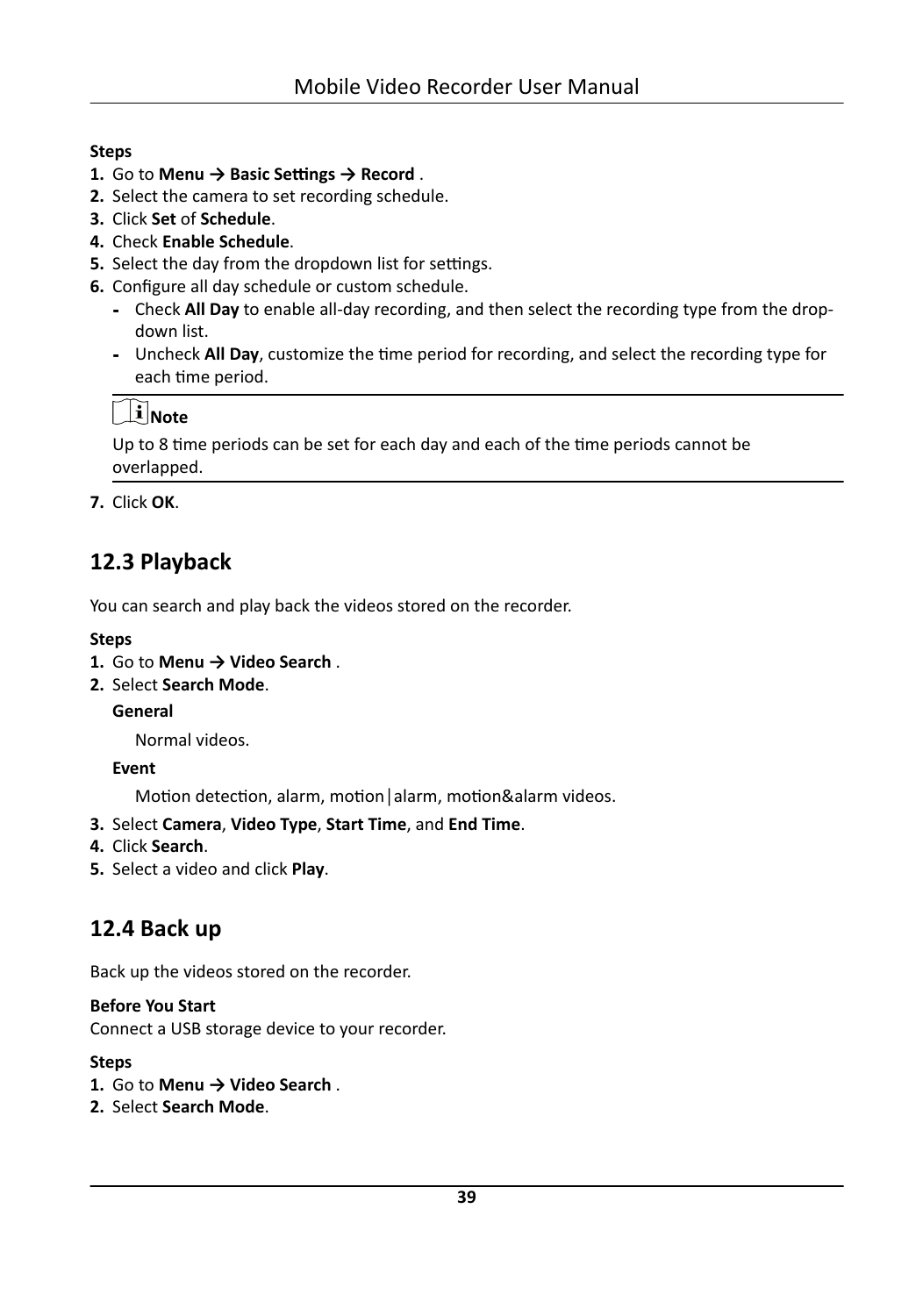**Steps**

1. Go to **Menu → Basic Settings → Record** .
2. Select the camera to set recording schedule.
3. Click **Set** of **Schedule**.
4. Check **Enable Schedule**.
5. Select the day from the dropdown list for settings.
6. Configure all day schedule or custom schedule.
   - Check **All Day** to enable all-day recording, and then select the recording type from the drop-down list.
   - Uncheck **All Day**, customize the time period for recording, and select the recording type for each time period.

> **Note**
>
> Up to 8 time periods can be set for each day and each of the time periods cannot be overlapped.

7. Click **OK**.

## 12.3 Playback

You can search and play back the videos stored on the recorder.

**Steps**

1. Go to **Menu → Video Search** .
2. Select **Search Mode**.

   **General**

   Normal videos.

   **Event**

   Motion detection, alarm, motion|alarm, motion&alarm videos.

3. Select **Camera**, **Video Type**, **Start Time**, and **End Time**.
4. Click **Search**.
5. Select a video and click **Play**.

## 12.4 Back up

Back up the videos stored on the recorder.

**Before You Start**

Connect a USB storage device to your recorder.

**Steps**

1. Go to **Menu → Video Search** .
2. Select **Search Mode**.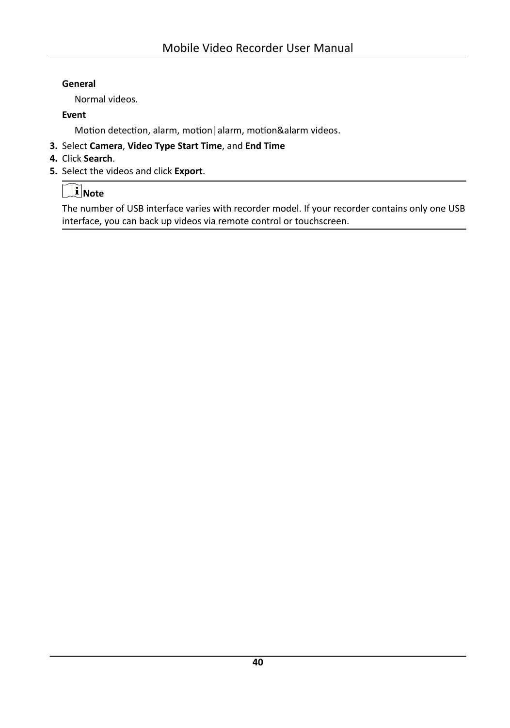**General**

Normal videos.

**Event**

Motion detection, alarm, motion|alarm, motion&alarm videos.

3. Select **Camera**, **Video Type Start Time**, and **End Time**
4. Click **Search**.
5. Select the videos and click **Export**.

**Note**

The number of USB interface varies with recorder model. If your recorder contains only one USB interface, you can back up videos via remote control or touchscreen.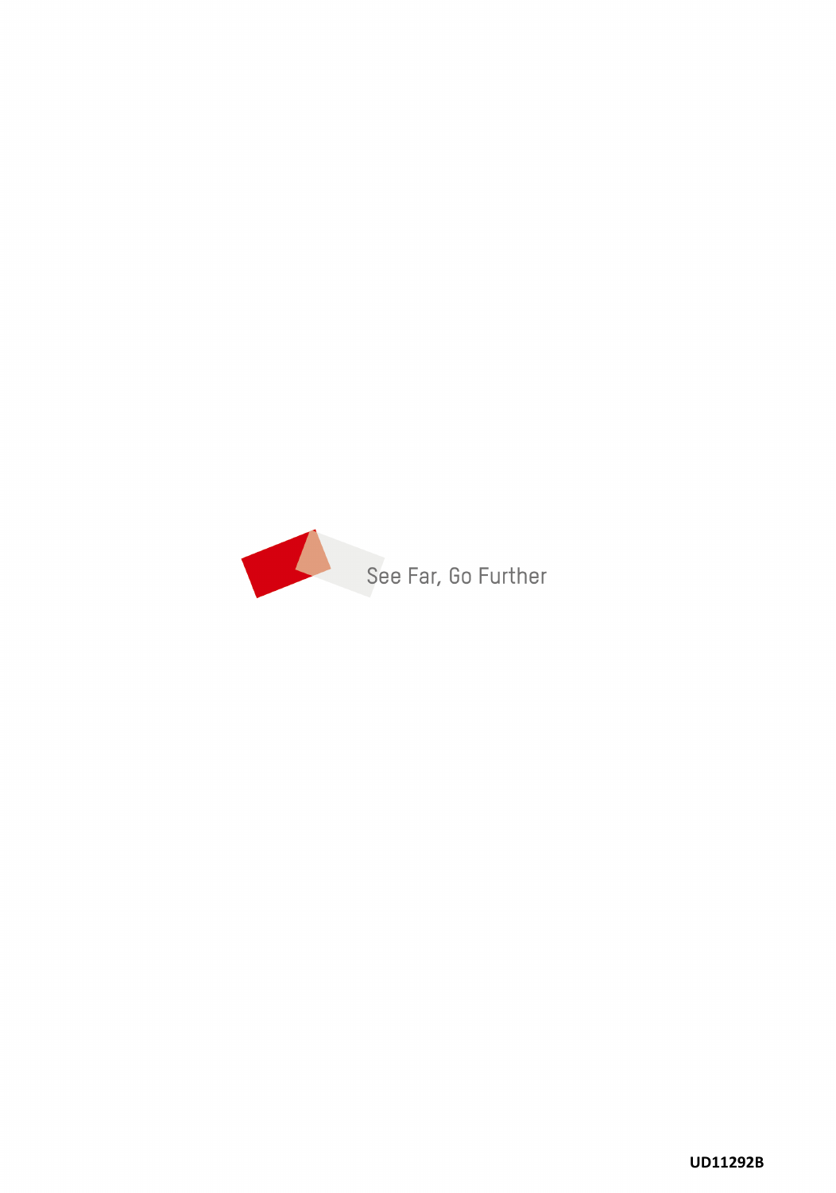See Far, Go Further

UD11292B